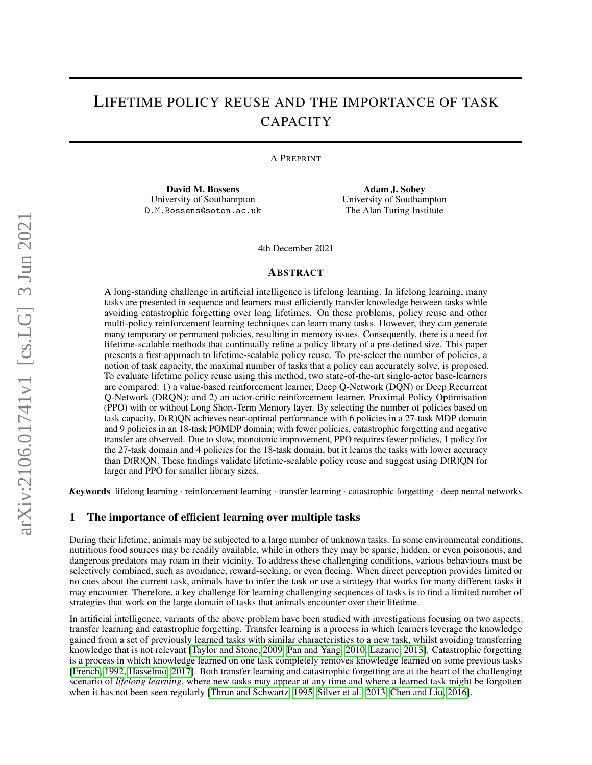# Lifetime policy reuse and the importance of task capacity

A Preprint

**David M. Bossens**
University of Southampton
D.M.Bossens@soton.ac.uk

**Adam J. Sobey**
University of Southampton
The Alan Turing Institute

4th December 2021

## Abstract

A long-standing challenge in artificial intelligence is lifelong learning. In lifelong learning, many tasks are presented in sequence and learners must efficiently transfer knowledge between tasks while avoiding catastrophic forgetting over long lifetimes. On these problems, policy reuse and other multi-policy reinforcement learning techniques can learn many tasks. However, they can generate many temporary or permanent policies, resulting in memory issues. Consequently, there is a need for lifetime-scalable methods that continually refine a policy library of a pre-defined size. This paper presents a first approach to lifetime-scalable policy reuse. To pre-select the number of policies, a notion of task capacity, the maximal number of tasks that a policy can accurately solve, is proposed. To evaluate lifetime policy reuse using this method, two state-of-the-art single-actor base-learners are compared: 1) a value-based reinforcement learner, Deep Q-Network (DQN) or Deep Recurrent Q-Network (DRQN); and 2) an actor-critic reinforcement learner, Proximal Policy Optimisation (PPO) with or without Long Short-Term Memory layer. By selecting the number of policies based on task capacity, D(R)QN achieves near-optimal performance with 6 policies in a 27-task MDP domain and 9 policies in an 18-task POMDP domain; with fewer policies, catastrophic forgetting and negative transfer are observed. Due to slow, monotonic improvement, PPO requires fewer policies, 1 policy for the 27-task domain and 4 policies for the 18-task domain, but it learns the tasks with lower accuracy than D(R)QN. These findings validate lifetime-scalable policy reuse and suggest using D(R)QN for larger and PPO for smaller library sizes.

***Keywords*** lifelong learning · reinforcement learning · transfer learning · catastrophic forgetting · deep neural networks

## 1 The importance of efficient learning over multiple tasks

During their lifetime, animals may be subjected to a large number of unknown tasks. In some environmental conditions, nutritious food sources may be readily available, while in others they may be sparse, hidden, or even poisonous, and dangerous predators may roam in their vicinity. To address these challenging conditions, various behaviours must be selectively combined, such as avoidance, reward-seeking, or even fleeing. When direct perception provides limited or no cues about the current task, animals have to infer the task or use a strategy that works for many different tasks it may encounter. Therefore, a key challenge for learning challenging sequences of tasks is to find a limited number of strategies that work on the large domain of tasks that animals encounter over their lifetime.

In artificial intelligence, variants of the above problem have been studied with investigations focusing on two aspects: transfer learning and catastrophic forgetting. Transfer learning is a process in which learners leverage the knowledge gained from a set of previously learned tasks with similar characteristics to a new task, whilst avoiding transferring knowledge that is not relevant [Taylor and Stone, 2009, Pan and Yang, 2010, Lazaric, 2013]. Catastrophic forgetting is a process in which knowledge learned on one task completely removes knowledge learned on some previous tasks [French, 1992, Hasselmo, 2017]. Both transfer learning and catastrophic forgetting are at the heart of the challenging scenario of *lifelong learning*, where new tasks may appear at any time and where a learned task might be forgotten when it has not been seen regularly [Thrun and Schwartz, 1995, Silver et al., 2013, Chen and Liu, 2016].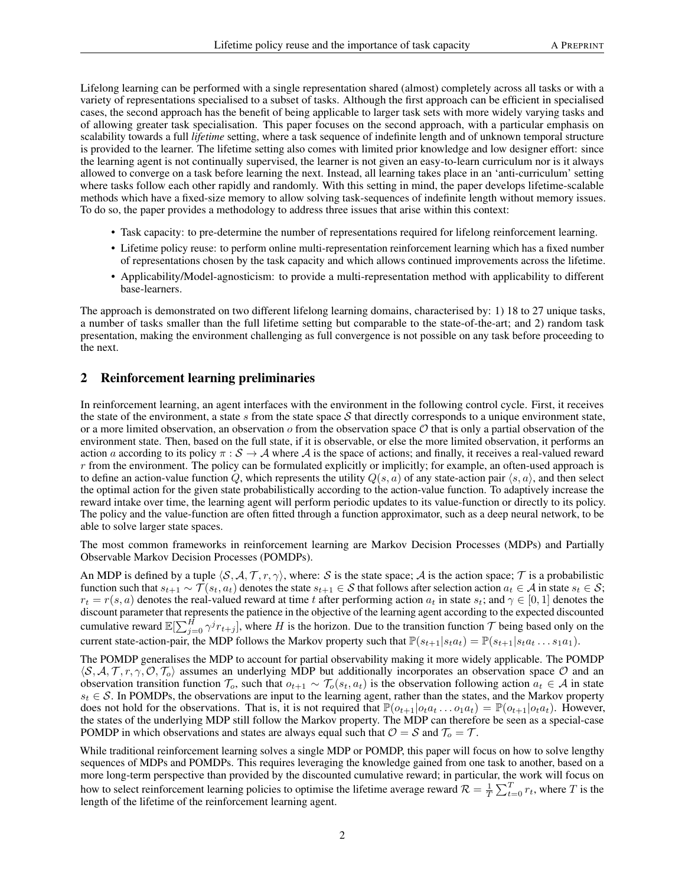Lifelong learning can be performed with a single representation shared (almost) completely across all tasks or with a variety of representations specialised to a subset of tasks. Although the first approach can be efficient in specialised cases, the second approach has the benefit of being applicable to larger task sets with more widely varying tasks and of allowing greater task specialisation. This paper focuses on the second approach, with a particular emphasis on scalability towards a full *lifetime* setting, where a task sequence of indefinite length and of unknown temporal structure is provided to the learner. The lifetime setting also comes with limited prior knowledge and low designer effort: since the learning agent is not continually supervised, the learner is not given an easy-to-learn curriculum nor is it always allowed to converge on a task before learning the next. Instead, all learning takes place in an 'anti-curriculum' setting where tasks follow each other rapidly and randomly. With this setting in mind, the paper develops lifetime-scalable methods which have a fixed-size memory to allow solving task-sequences of indefinite length without memory issues. To do so, the paper provides a methodology to address three issues that arise within this context:

- Task capacity: to pre-determine the number of representations required for lifelong reinforcement learning.
- Lifetime policy reuse: to perform online multi-representation reinforcement learning which has a fixed number of representations chosen by the task capacity and which allows continued improvements across the lifetime.
- Applicability/Model-agnosticism: to provide a multi-representation method with applicability to different base-learners.

The approach is demonstrated on two different lifelong learning domains, characterised by: 1) 18 to 27 unique tasks, a number of tasks smaller than the full lifetime setting but comparable to the state-of-the-art; and 2) random task presentation, making the environment challenging as full convergence is not possible on any task before proceeding to the next.

## 2 Reinforcement learning preliminaries

In reinforcement learning, an agent interfaces with the environment in the following control cycle. First, it receives the state of the environment, a state $s$ from the state space $\mathcal{S}$ that directly corresponds to a unique environment state, or a more limited observation, an observation $o$ from the observation space $\mathcal{O}$ that is only a partial observation of the environment state. Then, based on the full state, if it is observable, or else the more limited observation, it performs an action $a$ according to its policy $\pi : \mathcal{S} \to \mathcal{A}$ where $\mathcal{A}$ is the space of actions; and finally, it receives a real-valued reward $r$ from the environment. The policy can be formulated explicitly or implicitly; for example, an often-used approach is to define an action-value function $Q$, which represents the utility $Q(s, a)$ of any state-action pair $\langle s, a \rangle$, and then select the optimal action for the given state probabilistically according to the action-value function. To adaptively increase the reward intake over time, the learning agent will perform periodic updates to its value-function or directly to its policy. The policy and the value-function are often fitted through a function approximator, such as a deep neural network, to be able to solve larger state spaces.

The most common frameworks in reinforcement learning are Markov Decision Processes (MDPs) and Partially Observable Markov Decision Processes (POMDPs).

An MDP is defined by a tuple $\langle \mathcal{S}, \mathcal{A}, \mathcal{T}, r, \gamma \rangle$, where: $\mathcal{S}$ is the state space; $\mathcal{A}$ is the action space; $\mathcal{T}$ is a probabilistic function such that $s_{t+1} \sim \mathcal{T}(s_t, a_t)$ denotes the state $s_{t+1} \in \mathcal{S}$ that follows after selection action $a_t \in \mathcal{A}$ in state $s_t \in \mathcal{S}$; $r_t = r(s, a)$ denotes the real-valued reward at time $t$ after performing action $a_t$ in state $s_t$; and $\gamma \in [0, 1]$ denotes the discount parameter that represents the patience in the objective of the learning agent according to the expected discounted cumulative reward $\mathbb{E}[\sum_{j=0}^{H} \gamma^j r_{t+j}]$, where $H$ is the horizon. Due to the transition function $\mathcal{T}$ being based only on the current state-action-pair, the MDP follows the Markov property such that $\mathbb{P}(s_{t+1}|s_t a_t) = \mathbb{P}(s_{t+1}|s_t a_t \dots s_1 a_1)$.

The POMDP generalises the MDP to account for partial observability making it more widely applicable. The POMDP $\langle \mathcal{S}, \mathcal{A}, \mathcal{T}, r, \gamma, \mathcal{O}, \mathcal{T}_o \rangle$ assumes an underlying MDP but additionally incorporates an observation space $\mathcal{O}$ and an observation transition function $\mathcal{T}_o$, such that $o_{t+1} \sim \mathcal{T}_o(s_t, a_t)$ is the observation following action $a_t \in \mathcal{A}$ in state $s_t \in \mathcal{S}$. In POMDPs, the observations are input to the learning agent, rather than the states, and the Markov property does not hold for the observations. That is, it is not required that $\mathbb{P}(o_{t+1}|o_t a_t \dots o_1 a_t) = \mathbb{P}(o_{t+1}|o_t a_t)$. However, the states of the underlying MDP still follow the Markov property. The MDP can therefore be seen as a special-case POMDP in which observations and states are always equal such that $\mathcal{O} = \mathcal{S}$ and $\mathcal{T}_o = \mathcal{T}$.

While traditional reinforcement learning solves a single MDP or POMDP, this paper will focus on how to solve lengthy sequences of MDPs and POMDPs. This requires leveraging the knowledge gained from one task to another, based on a more long-term perspective than provided by the discounted cumulative reward; in particular, the work will focus on how to select reinforcement learning policies to optimise the lifetime average reward $\mathcal{R} = \frac{1}{T} \sum_{t=0}^{T} r_t$, where $T$ is the length of the lifetime of the reinforcement learning agent.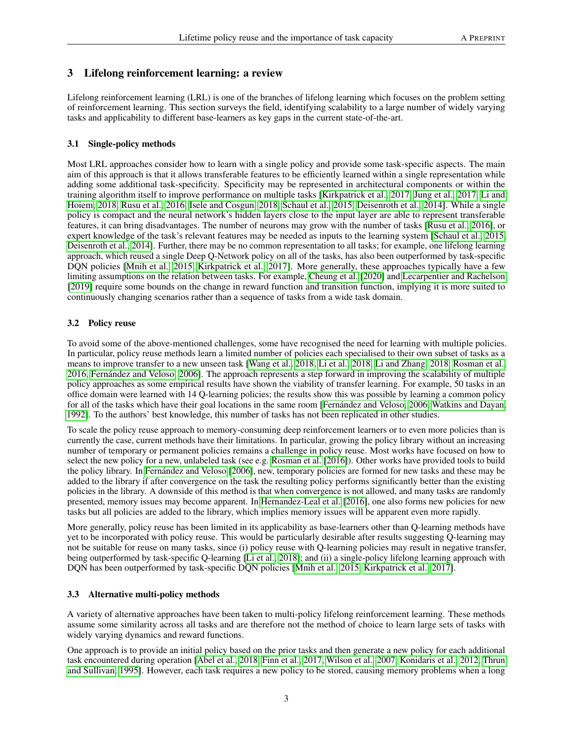## 3 Lifelong reinforcement learning: a review

Lifelong reinforcement learning (LRL) is one of the branches of lifelong learning which focuses on the problem setting of reinforcement learning. This section surveys the field, identifying scalability to a large number of widely varying tasks and applicability to different base-learners as key gaps in the current state-of-the-art.

### 3.1 Single-policy methods

Most LRL approaches consider how to learn with a single policy and provide some task-specific aspects. The main aim of this approach is that it allows transferable features to be efficiently learned within a single representation while adding some additional task-specificity. Specificity may be represented in architectural components or within the training algorithm itself to improve performance on multiple tasks [Kirkpatrick et al., 2017, Jung et al., 2017, Li and Hoiem, 2018, Rusu et al., 2016, Isele and Cosgun, 2018, Schaul et al., 2015, Deisenroth et al., 2014]. While a single policy is compact and the neural network's hidden layers close to the input layer are able to represent transferable features, it can bring disadvantages. The number of neurons may grow with the number of tasks [Rusu et al., 2016], or expert knowledge of the task's relevant features may be needed as inputs to the learning system [Schaul et al., 2015, Deisenroth et al., 2014]. Further, there may be no common representation to all tasks; for example, one lifelong learning approach, which reused a single Deep Q-Network policy on all of the tasks, has also been outperformed by task-specific DQN policies [Mnih et al., 2015, Kirkpatrick et al., 2017]. More generally, these approaches typically have a few limiting assumptions on the relation between tasks. For example, Cheung et al. [2020] and Lecarpentier and Rachelson [2019] require some bounds on the change in reward function and transition function, implying it is more suited to continuously changing scenarios rather than a sequence of tasks from a wide task domain.

### 3.2 Policy reuse

To avoid some of the above-mentioned challenges, some have recognised the need for learning with multiple policies. In particular, policy reuse methods learn a limited number of policies each specialised to their own subset of tasks as a means to improve transfer to a new unseen task [Wang et al., 2018, Li et al., 2018, Li and Zhang, 2018, Rosman et al., 2016, Fernández and Veloso, 2006]. The approach represents a step forward in improving the scalability of multiple policy approaches as some empirical results have shown the viability of transfer learning. For example, 50 tasks in an office domain were learned with 14 Q-learning policies; the results show this was possible by learning a common policy for all of the tasks which have their goal locations in the same room [Fernández and Veloso, 2006, Watkins and Dayan, 1992]. To the authors' best knowledge, this number of tasks has not been replicated in other studies.

To scale the policy reuse approach to memory-consuming deep reinforcement learners or to even more policies than is currently the case, current methods have their limitations. In particular, growing the policy library without an increasing number of temporary or permanent policies remains a challenge in policy reuse. Most works have focused on how to select the new policy for a new, unlabeled task (see e.g. Rosman et al. [2016]). Other works have provided tools to build the policy library. In Fernández and Veloso [2006], new, temporary policies are formed for new tasks and these may be added to the library if after convergence on the task the resulting policy performs significantly better than the existing policies in the library. A downside of this method is that when convergence is not allowed, and many tasks are randomly presented, memory issues may become apparent. In Hernandez-Leal et al. [2016], one also forms new policies for new tasks but all policies are added to the library, which implies memory issues will be apparent even more rapidly.

More generally, policy reuse has been limited in its applicability as base-learners other than Q-learning methods have yet to be incorporated with policy reuse. This would be particularly desirable after results suggesting Q-learning may not be suitable for reuse on many tasks, since (i) policy reuse with Q-learning policies may result in negative transfer, being outperformed by task-specific Q-learning [Li et al., 2018]; and (ii) a single-policy lifelong learning approach with DQN has been outperformed by task-specific DQN policies [Mnih et al., 2015, Kirkpatrick et al., 2017].

### 3.3 Alternative multi-policy methods

A variety of alternative approaches have been taken to multi-policy lifelong reinforcement learning. These methods assume some similarity across all tasks and are therefore not the method of choice to learn large sets of tasks with widely varying dynamics and reward functions.

One approach is to provide an initial policy based on the prior tasks and then generate a new policy for each additional task encountered during operation [Abel et al., 2018, Finn et al., 2017, Wilson et al., 2007, Konidaris et al., 2012, Thrun and Sullivan, 1995]. However, each task requires a new policy to be stored, causing memory problems when a long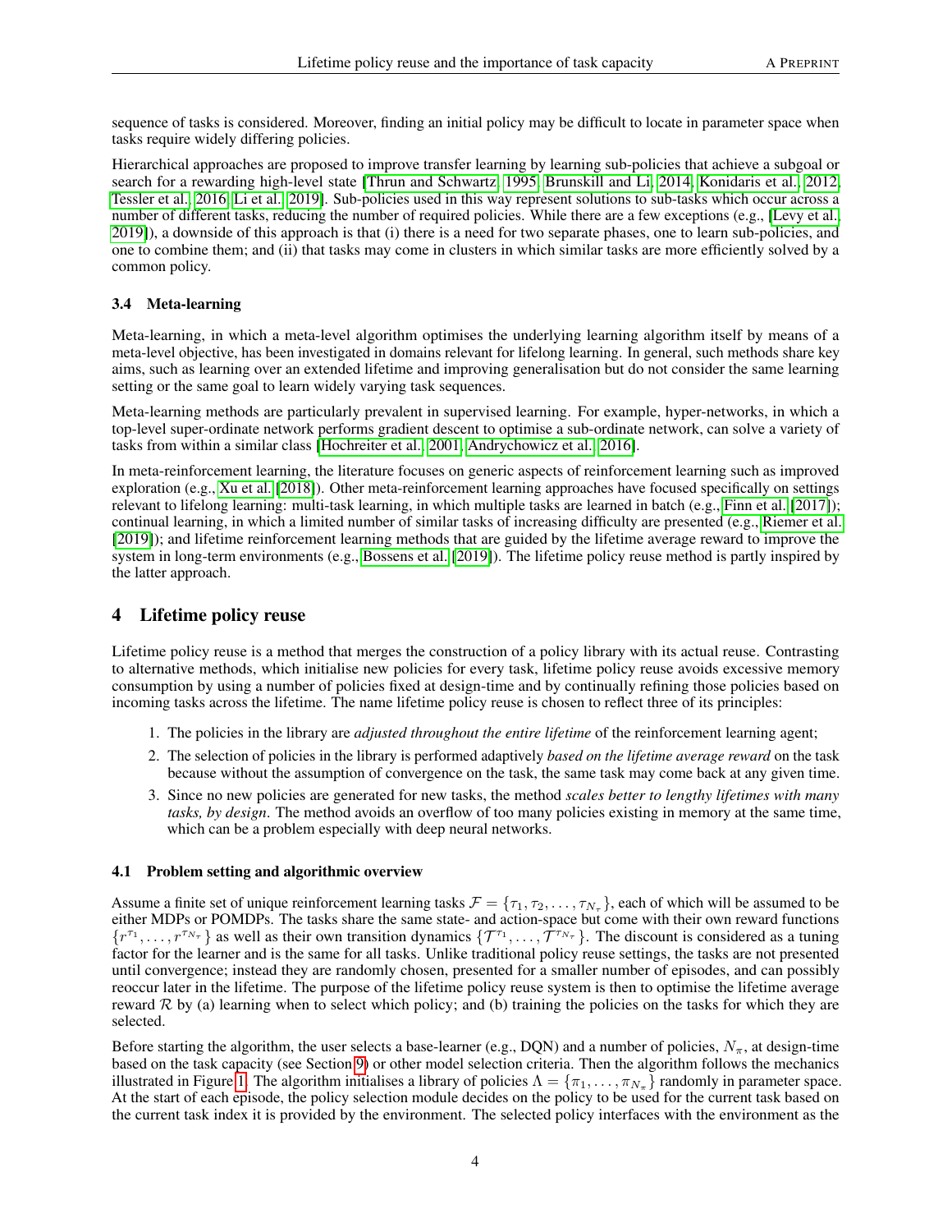sequence of tasks is considered. Moreover, finding an initial policy may be difficult to locate in parameter space when tasks require widely differing policies.

Hierarchical approaches are proposed to improve transfer learning by learning sub-policies that achieve a subgoal or search for a rewarding high-level state [Thrun and Schwartz, 1995, Brunskill and Li, 2014, Konidaris et al., 2012, Tessler et al., 2016, Li et al., 2019]. Sub-policies used in this way represent solutions to sub-tasks which occur across a number of different tasks, reducing the number of required policies. While there are a few exceptions (e.g., [Levy et al., 2019]), a downside of this approach is that (i) there is a need for two separate phases, one to learn sub-policies, and one to combine them; and (ii) that tasks may come in clusters in which similar tasks are more efficiently solved by a common policy.

### 3.4 Meta-learning

Meta-learning, in which a meta-level algorithm optimises the underlying learning algorithm itself by means of a meta-level objective, has been investigated in domains relevant for lifelong learning. In general, such methods share key aims, such as learning over an extended lifetime and improving generalisation but do not consider the same learning setting or the same goal to learn widely varying task sequences.

Meta-learning methods are particularly prevalent in supervised learning. For example, hyper-networks, in which a top-level super-ordinate network performs gradient descent to optimise a sub-ordinate network, can solve a variety of tasks from within a similar class [Hochreiter et al., 2001, Andrychowicz et al., 2016].

In meta-reinforcement learning, the literature focuses on generic aspects of reinforcement learning such as improved exploration (e.g., Xu et al. [2018]). Other meta-reinforcement learning approaches have focused specifically on settings relevant to lifelong learning: multi-task learning, in which multiple tasks are learned in batch (e.g., Finn et al. [2017]); continual learning, in which a limited number of similar tasks of increasing difficulty are presented (e.g., Riemer et al. [2019]); and lifetime reinforcement learning methods that are guided by the lifetime average reward to improve the system in long-term environments (e.g., Bossens et al. [2019]). The lifetime policy reuse method is partly inspired by the latter approach.

## 4 Lifetime policy reuse

Lifetime policy reuse is a method that merges the construction of a policy library with its actual reuse. Contrasting to alternative methods, which initialise new policies for every task, lifetime policy reuse avoids excessive memory consumption by using a number of policies fixed at design-time and by continually refining those policies based on incoming tasks across the lifetime. The name lifetime policy reuse is chosen to reflect three of its principles:

1. The policies in the library are *adjusted throughout the entire lifetime* of the reinforcement learning agent;
2. The selection of policies in the library is performed adaptively *based on the lifetime average reward* on the task because without the assumption of convergence on the task, the same task may come back at any given time.
3. Since no new policies are generated for new tasks, the method *scales better to lengthy lifetimes with many tasks, by design*. The method avoids an overflow of too many policies existing in memory at the same time, which can be a problem especially with deep neural networks.

### 4.1 Problem setting and algorithmic overview

Assume a finite set of unique reinforcement learning tasks $\mathcal{F} = \{\tau_1, \tau_2, \dots, \tau_{N_\tau}\}$, each of which will be assumed to be either MDPs or POMDPs. The tasks share the same state- and action-space but come with their own reward functions $\{r^{\tau_1}, \dots, r^{\tau_{N_\tau}}\}$ as well as their own transition dynamics $\{\mathcal{T}^{\tau_1}, \dots, \mathcal{T}^{\tau_{N_\tau}}\}$. The discount is considered as a tuning factor for the learner and is the same for all tasks. Unlike traditional policy reuse settings, the tasks are not presented until convergence; instead they are randomly chosen, presented for a smaller number of episodes, and can possibly reoccur later in the lifetime. The purpose of the lifetime policy reuse system is then to optimise the lifetime average reward $\mathcal{R}$ by (a) learning when to select which policy; and (b) training the policies on the tasks for which they are selected.

Before starting the algorithm, the user selects a base-learner (e.g., DQN) and a number of policies, $N_\pi$, at design-time based on the task capacity (see Section 9) or other model selection criteria. Then the algorithm follows the mechanics illustrated in Figure 1. The algorithm initialises a library of policies $\Lambda = \{\pi_1, \dots, \pi_{N_\pi}\}$ randomly in parameter space. At the start of each episode, the policy selection module decides on the policy to be used for the current task based on the current task index it is provided by the environment. The selected policy interfaces with the environment as the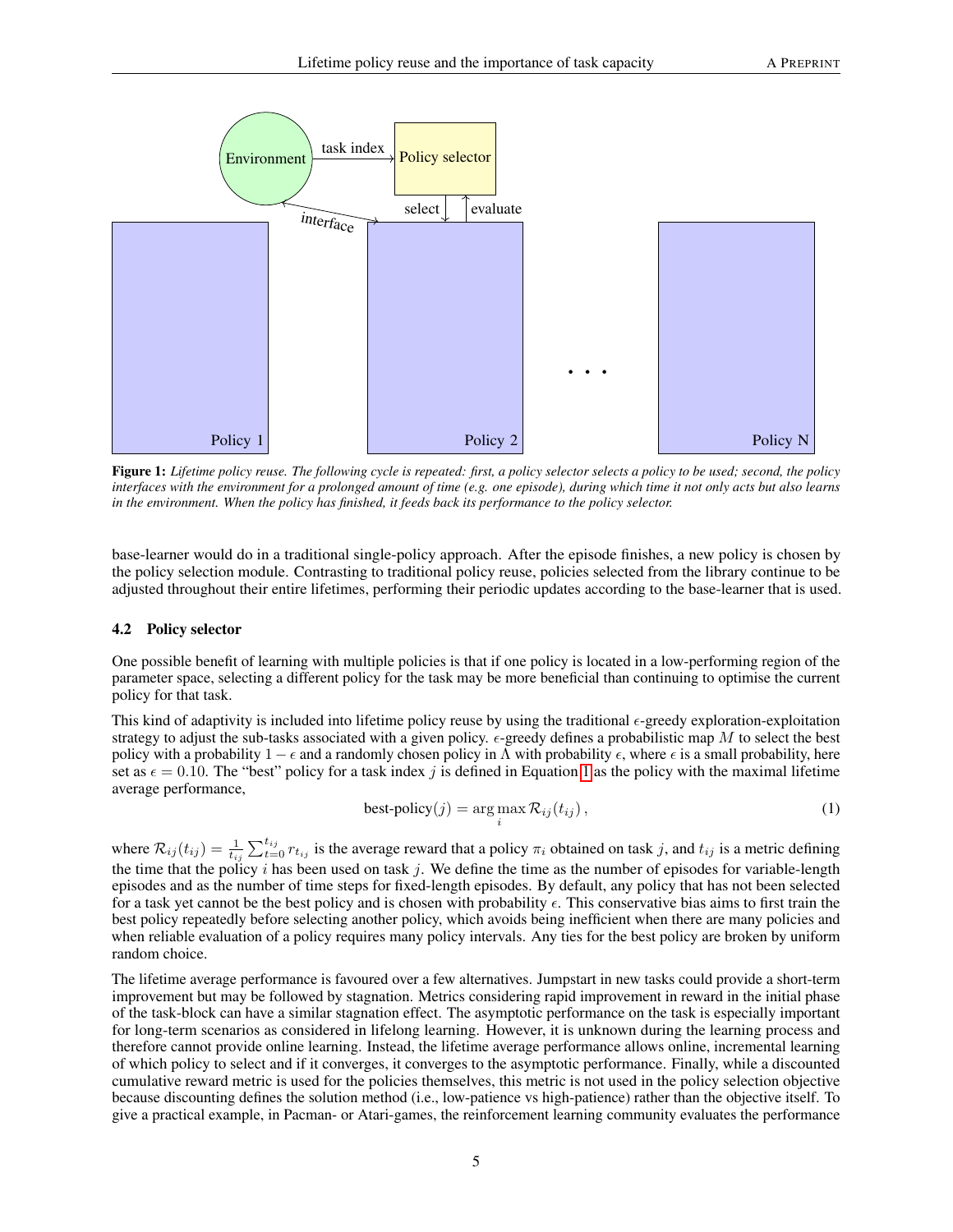**Figure 1:** *Lifetime policy reuse. The following cycle is repeated: first, a policy selector selects a policy to be used; second, the policy interfaces with the environment for a prolonged amount of time (e.g. one episode), during which time it not only acts but also learns in the environment. When the policy has finished, it feeds back its performance to the policy selector.*

base-learner would do in a traditional single-policy approach. After the episode finishes, a new policy is chosen by the policy selection module. Contrasting to traditional policy reuse, policies selected from the library continue to be adjusted throughout their entire lifetimes, performing their periodic updates according to the base-learner that is used.

### 4.2 Policy selector

One possible benefit of learning with multiple policies is that if one policy is located in a low-performing region of the parameter space, selecting a different policy for the task may be more beneficial than continuing to optimise the current policy for that task.

This kind of adaptivity is included into lifetime policy reuse by using the traditional $\epsilon$-greedy exploration-exploitation strategy to adjust the sub-tasks associated with a given policy. $\epsilon$-greedy defines a probabilistic map $M$ to select the best policy with a probability $1 - \epsilon$ and a randomly chosen policy in $\Lambda$ with probability $\epsilon$, where $\epsilon$ is a small probability, here set as $\epsilon = 0.10$. The "best" policy for a task index $j$ is defined in Equation 1 as the policy with the maximal lifetime average performance,

$$\text{best-policy}(j) = \arg\max_{i} \mathcal{R}_{ij}(t_{ij}) \,, \tag{1}$$

where $\mathcal{R}_{ij}(t_{ij}) = \frac{1}{t_{ij}} \sum_{t=0}^{t_{ij}} r_{t_{ij}}$ is the average reward that a policy $\pi_i$ obtained on task $j$, and $t_{ij}$ is a metric defining the time that the policy $i$ has been used on task $j$. We define the time as the number of episodes for variable-length episodes and as the number of time steps for fixed-length episodes. By default, any policy that has not been selected for a task yet cannot be the best policy and is chosen with probability $\epsilon$. This conservative bias aims to first train the best policy repeatedly before selecting another policy, which avoids being inefficient when there are many policies and when reliable evaluation of a policy requires many policy intervals. Any ties for the best policy are broken by uniform random choice.

The lifetime average performance is favoured over a few alternatives. Jumpstart in new tasks could provide a short-term improvement but may be followed by stagnation. Metrics considering rapid improvement in reward in the initial phase of the task-block can have a similar stagnation effect. The asymptotic performance on the task is especially important for long-term scenarios as considered in lifelong learning. However, it is unknown during the learning process and therefore cannot provide online learning. Instead, the lifetime average performance allows online, incremental learning of which policy to select and if it converges, it converges to the asymptotic performance. Finally, while a discounted cumulative reward metric is used for the policies themselves, this metric is not used in the policy selection objective because discounting defines the solution method (i.e., low-patience vs high-patience) rather than the objective itself. To give a practical example, in Pacman- or Atari-games, the reinforcement learning community evaluates the performance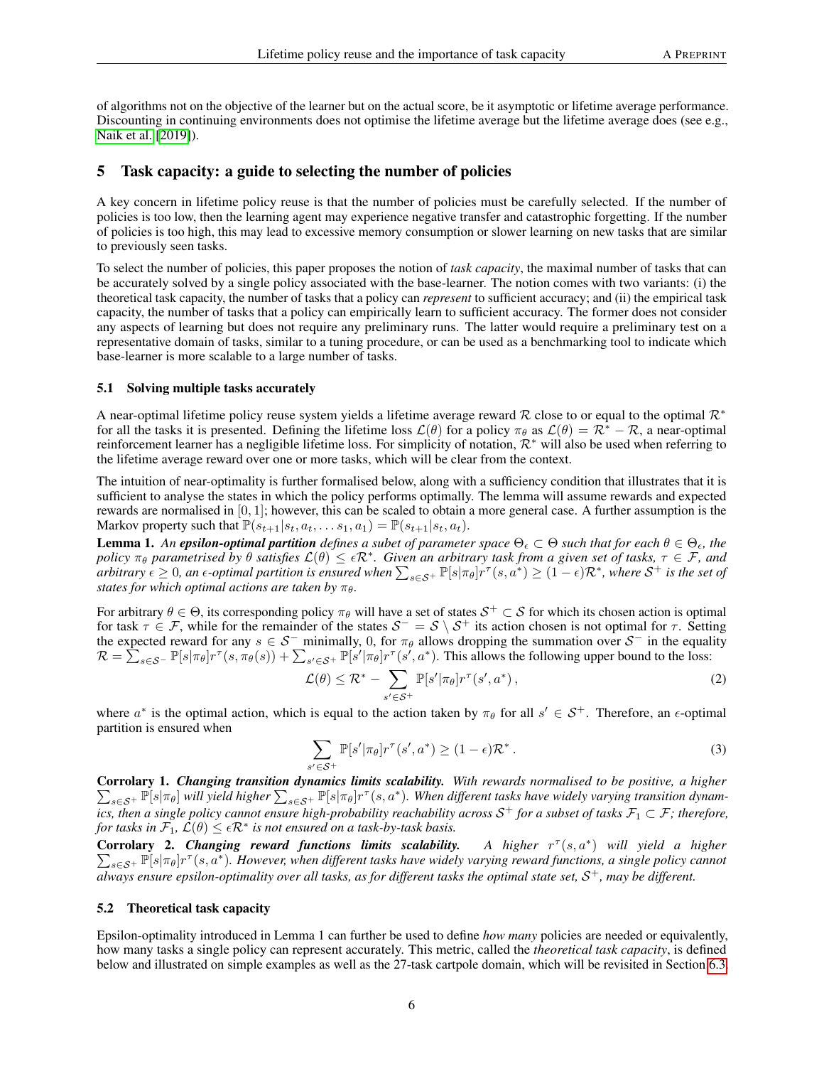of algorithms not on the objective of the learner but on the actual score, be it asymptotic or lifetime average performance. Discounting in continuing environments does not optimise the lifetime average but the lifetime average does (see e.g., Naik et al. [2019]).

## 5 Task capacity: a guide to selecting the number of policies

A key concern in lifetime policy reuse is that the number of policies must be carefully selected. If the number of policies is too low, then the learning agent may experience negative transfer and catastrophic forgetting. If the number of policies is too high, this may lead to excessive memory consumption or slower learning on new tasks that are similar to previously seen tasks.

To select the number of policies, this paper proposes the notion of *task capacity*, the maximal number of tasks that can be accurately solved by a single policy associated with the base-learner. The notion comes with two variants: (i) the theoretical task capacity, the number of tasks that a policy can *represent* to sufficient accuracy; and (ii) the empirical task capacity, the number of tasks that a policy can empirically learn to sufficient accuracy. The former does not consider any aspects of learning but does not require any preliminary runs. The latter would require a preliminary test on a representative domain of tasks, similar to a tuning procedure, or can be used as a benchmarking tool to indicate which base-learner is more scalable to a large number of tasks.

### 5.1 Solving multiple tasks accurately

A near-optimal lifetime policy reuse system yields a lifetime average reward $\mathcal{R}$ close to or equal to the optimal $\mathcal{R}^*$ for all the tasks it is presented. Defining the lifetime loss $\mathcal{L}(\theta)$ for a policy $\pi_\theta$ as $\mathcal{L}(\theta) = \mathcal{R}^* - \mathcal{R}$, a near-optimal reinforcement learner has a negligible lifetime loss. For simplicity of notation, $\mathcal{R}^*$ will also be used when referring to the lifetime average reward over one or more tasks, which will be clear from the context.

The intuition of near-optimality is further formalised below, along with a sufficiency condition that illustrates that it is sufficient to analyse the states in which the policy performs optimally. The lemma will assume rewards and expected rewards are normalised in $[0, 1]$; however, this can be scaled to obtain a more general case. A further assumption is the Markov property such that $\mathbb{P}(s_{t+1}|s_t, a_t, \dots s_1, a_1) = \mathbb{P}(s_{t+1}|s_t, a_t)$.

**Lemma 1.** *An **epsilon-optimal partition** defines a subet of parameter space $\Theta_\epsilon \subset \Theta$ such that for each $\theta \in \Theta_\epsilon$, the policy $\pi_\theta$ parametrised by $\theta$ satisfies $\mathcal{L}(\theta) \leq \epsilon\mathcal{R}^*$. Given an arbitrary task from a given set of tasks, $\tau \in \mathcal{F}$, and arbitrary $\epsilon \geq 0$, an $\epsilon$-optimal partition is ensured when $\sum_{s \in \mathcal{S}^+} \mathbb{P}[s|\pi_\theta] r^\tau(s, a^*) \geq (1-\epsilon)\mathcal{R}^*$, where $\mathcal{S}^+$ is the set of states for which optimal actions are taken by $\pi_\theta$.*

For arbitrary $\theta \in \Theta$, its corresponding policy $\pi_\theta$ will have a set of states $\mathcal{S}^+ \subset \mathcal{S}$ for which its chosen action is optimal for task $\tau \in \mathcal{F}$, while for the remainder of the states $\mathcal{S}^- = \mathcal{S} \setminus \mathcal{S}^+$ its action chosen is not optimal for $\tau$. Setting the expected reward for any $s \in \mathcal{S}^-$ minimally, 0, for $\pi_\theta$ allows dropping the summation over $\mathcal{S}^-$ in the equality $\mathcal{R} = \sum_{s \in \mathcal{S}^-} \mathbb{P}[s|\pi_\theta] r^\tau(s, \pi_\theta(s)) + \sum_{s' \in \mathcal{S}^+} \mathbb{P}[s'|\pi_\theta] r^\tau(s', a^*)$. This allows the following upper bound to the loss:

$$\mathcal{L}(\theta) \leq \mathcal{R}^* - \sum_{s' \in \mathcal{S}^+} \mathbb{P}[s'|\pi_\theta] r^\tau(s', a^*) \,, \tag{2}$$

where $a^*$ is the optimal action, which is equal to the action taken by $\pi_\theta$ for all $s' \in \mathcal{S}^+$. Therefore, an $\epsilon$-optimal partition is ensured when

$$\sum_{s' \in \mathcal{S}^+} \mathbb{P}[s'|\pi_\theta] r^\tau(s', a^*) \geq (1-\epsilon)\mathcal{R}^* \,. \tag{3}$$

**Corrolary 1.** ***Changing transition dynamics limits scalability.*** *With rewards normalised to be positive, a higher $\sum_{s \in \mathcal{S}^+} \mathbb{P}[s|\pi_\theta]$ will yield higher $\sum_{s \in \mathcal{S}^+} \mathbb{P}[s|\pi_\theta] r^\tau(s, a^*)$. When different tasks have widely varying transition dynamics, then a single policy cannot ensure high-probability reachability across $\mathcal{S}^+$ for a subset of tasks $\mathcal{F}_1 \subset \mathcal{F}$; therefore, for tasks in $\mathcal{F}_1$, $\mathcal{L}(\theta) \leq \epsilon\mathcal{R}^*$ is not ensured on a task-by-task basis.*

**Corrolary 2.** ***Changing reward functions limits scalability.*** *A higher $r^\tau(s, a^*)$ will yield a higher $\sum_{s \in \mathcal{S}^+} \mathbb{P}[s|\pi_\theta] r^\tau(s, a^*)$. However, when different tasks have widely varying reward functions, a single policy cannot always ensure epsilon-optimality over all tasks, as for different tasks the optimal state set, $\mathcal{S}^+$, may be different.*

### 5.2 Theoretical task capacity

Epsilon-optimality introduced in Lemma 1 can further be used to define *how many* policies are needed or equivalently, how many tasks a single policy can represent accurately. This metric, called the *theoretical task capacity*, is defined below and illustrated on simple examples as well as the 27-task cartpole domain, which will be revisited in Section 6.3.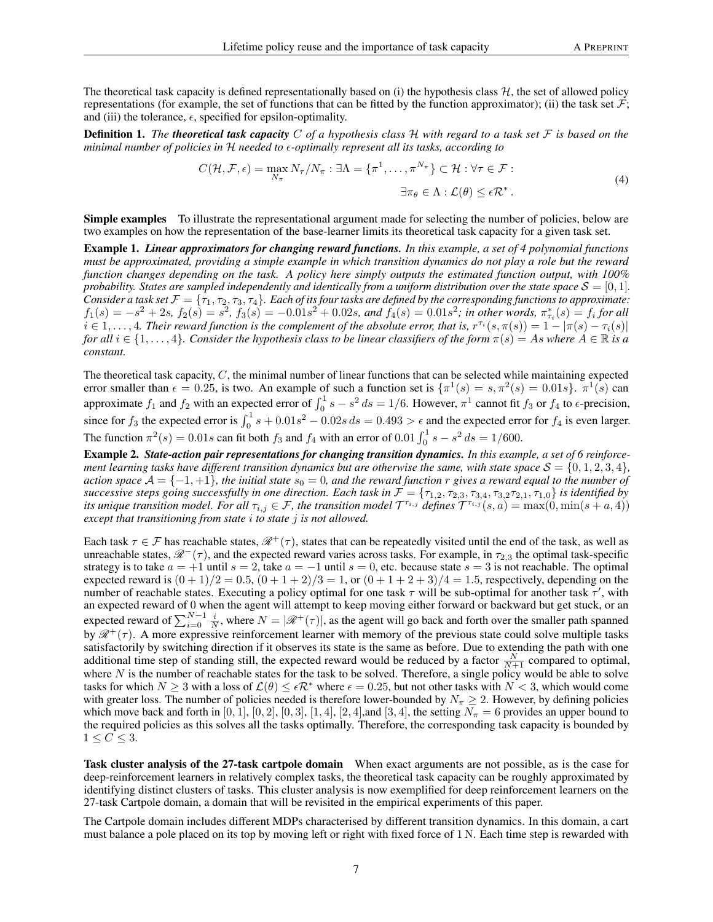The theoretical task capacity is defined representationally based on (i) the hypothesis class $\mathcal{H}$, the set of allowed policy representations (for example, the set of functions that can be fitted by the function approximator); (ii) the task set $\mathcal{F}$; and (iii) the tolerance, $\epsilon$, specified for epsilon-optimality.

**Definition 1.** *The **theoretical task capacity** $C$ of a hypothesis class $\mathcal{H}$ with regard to a task set $\mathcal{F}$ is based on the minimal number of policies in $\mathcal{H}$ needed to $\epsilon$-optimally represent all its tasks, according to*

$$
\begin{aligned}
C(\mathcal{H}, \mathcal{F}, \epsilon) = \max_{N_\pi} N_\tau / N_\pi : \exists \Lambda = \{\pi^1, \dots, \pi^{N_\pi}\} \subset \mathcal{H} : \forall \tau \in \mathcal{F} : \\
\exists \pi_\theta \in \Lambda : \mathcal{L}(\theta) \leq \epsilon \mathcal{R}^* \,.
\end{aligned}
\tag{4}
$$

**Simple examples** To illustrate the representational argument made for selecting the number of policies, below are two examples on how the representation of the base-learner limits its theoretical task capacity for a given task set.

**Example 1.** ***Linear approximators for changing reward functions.*** *In this example, a set of 4 polynomial functions must be approximated, providing a simple example in which transition dynamics do not play a role but the reward function changes depending on the task. A policy here simply outputs the estimated function output, with 100% probability. States are sampled independently and identically from a uniform distribution over the state space $\mathcal{S} = [0, 1]$. Consider a task set $\mathcal{F} = \{\tau_1, \tau_2, \tau_3, \tau_4\}$. Each of its four tasks are defined by the corresponding functions to approximate: $f_1(s) = -s^2 + 2s$, $f_2(s) = s^2$, $f_3(s) = -0.01s^2 + 0.02s$, and $f_4(s) = 0.01s^2$; in other words, $\pi^*_{\tau_i}(s) = f_i$ for all $i \in 1, \dots, 4$. Their reward function is the complement of the absolute error, that is, $r^{\tau_i}(s, \pi(s)) = 1 - |\pi(s) - \tau_i(s)|$ for all $i \in \{1, \dots, 4\}$. Consider the hypothesis class to be linear classifiers of the form $\pi(s) = As$ where $A \in \mathbb{R}$ is a constant.*

The theoretical task capacity, $C$, the minimal number of linear functions that can be selected while maintaining expected error smaller than $\epsilon = 0.25$, is two. An example of such a function set is $\{\pi^1(s) = s, \pi^2(s) = 0.01s\}$. $\pi^1(s)$ can approximate $f_1$ and $f_2$ with an expected error of $\int_0^1 s - s^2 \, ds = 1/6$. However, $\pi^1$ cannot fit $f_3$ or $f_4$ to $\epsilon$-precision, since for $f_3$ the expected error is $\int_0^1 s + 0.01s^2 - 0.02s \, ds = 0.493 > \epsilon$ and the expected error for $f_4$ is even larger. The function $\pi^2(s) = 0.01s$ can fit both $f_3$ and $f_4$ with an error of $0.01 \int_0^1 s - s^2 \, ds = 1/600$.

**Example 2.** ***State-action pair representations for changing transition dynamics.*** *In this example, a set of 6 reinforcement learning tasks have different transition dynamics but are otherwise the same, with state space $\mathcal{S} = \{0, 1, 2, 3, 4\}$, action space $\mathcal{A} = \{-1, +1\}$, the initial state $s_0 = 0$, and the reward function $r$ gives a reward equal to the number of successive steps going successfully in one direction. Each task in $\mathcal{F} = \{\tau_{1,2}, \tau_{2,3}, \tau_{3,4}, \tau_{3,2}\tau_{2,1}, \tau_{1,0}\}$ is identified by its unique transition model. For all $\tau_{i,j} \in \mathcal{F}$, the transition model $\mathcal{T}^{\tau_{i,j}}$ defines $\mathcal{T}^{\tau_{i,j}}(s, a) = \max(0, \min(s + a, 4))$ except that transitioning from state $i$ to state $j$ is not allowed.*

Each task $\tau \in \mathcal{F}$ has reachable states, $\mathscr{R}^+(\tau)$, states that can be repeatedly visited until the end of the task, as well as unreachable states, $\mathscr{R}^-(\tau)$, and the expected reward varies across tasks. For example, in $\tau_{2,3}$ the optimal task-specific strategy is to take $a = +1$ until $s = 2$, take $a = -1$ until $s = 0$, etc. because state $s = 3$ is not reachable. The optimal expected reward is $(0 + 1)/2 = 0.5$, $(0 + 1 + 2)/3 = 1$, or $(0 + 1 + 2 + 3)/4 = 1.5$, respectively, depending on the number of reachable states. Executing a policy optimal for one task $\tau$ will be sub-optimal for another task $\tau'$, with an expected reward of 0 when the agent will attempt to keep moving either forward or backward but get stuck, or an expected reward of $\sum_{i=0}^{N-1} \frac{i}{N}$, where $N = |\mathscr{R}^+(\tau)|$, as the agent will go back and forth over the smaller path spanned by $\mathscr{R}^+(\tau)$. A more expressive reinforcement learner with memory of the previous state could solve multiple tasks satisfactorily by switching direction if it observes its state is the same as before. Due to extending the path with one additional time step of standing still, the expected reward would be reduced by a factor $\frac{N}{N+1}$ compared to optimal, where $N$ is the number of reachable states for the task to be solved. Therefore, a single policy would be able to solve tasks for which $N \geq 3$ with a loss of $\mathcal{L}(\theta) \leq \epsilon \mathcal{R}^*$ where $\epsilon = 0.25$, but not other tasks with $N < 3$, which would come with greater loss. The number of policies needed is therefore lower-bounded by $N_\pi \geq 2$. However, by defining policies which move back and forth in $[0, 1]$, $[0, 2]$, $[0, 3]$, $[1, 4]$, $[2, 4]$,and $[3, 4]$, the setting $N_\pi = 6$ provides an upper bound to the required policies as this solves all the tasks optimally. Therefore, the corresponding task capacity is bounded by $1 \leq C \leq 3$.

**Task cluster analysis of the 27-task cartpole domain** When exact arguments are not possible, as is the case for deep-reinforcement learners in relatively complex tasks, the theoretical task capacity can be roughly approximated by identifying distinct clusters of tasks. This cluster analysis is now exemplified for deep reinforcement learners on the 27-task Cartpole domain, a domain that will be revisited in the empirical experiments of this paper.

The Cartpole domain includes different MDPs characterised by different transition dynamics. In this domain, a cart must balance a pole placed on its top by moving left or right with fixed force of 1 N. Each time step is rewarded with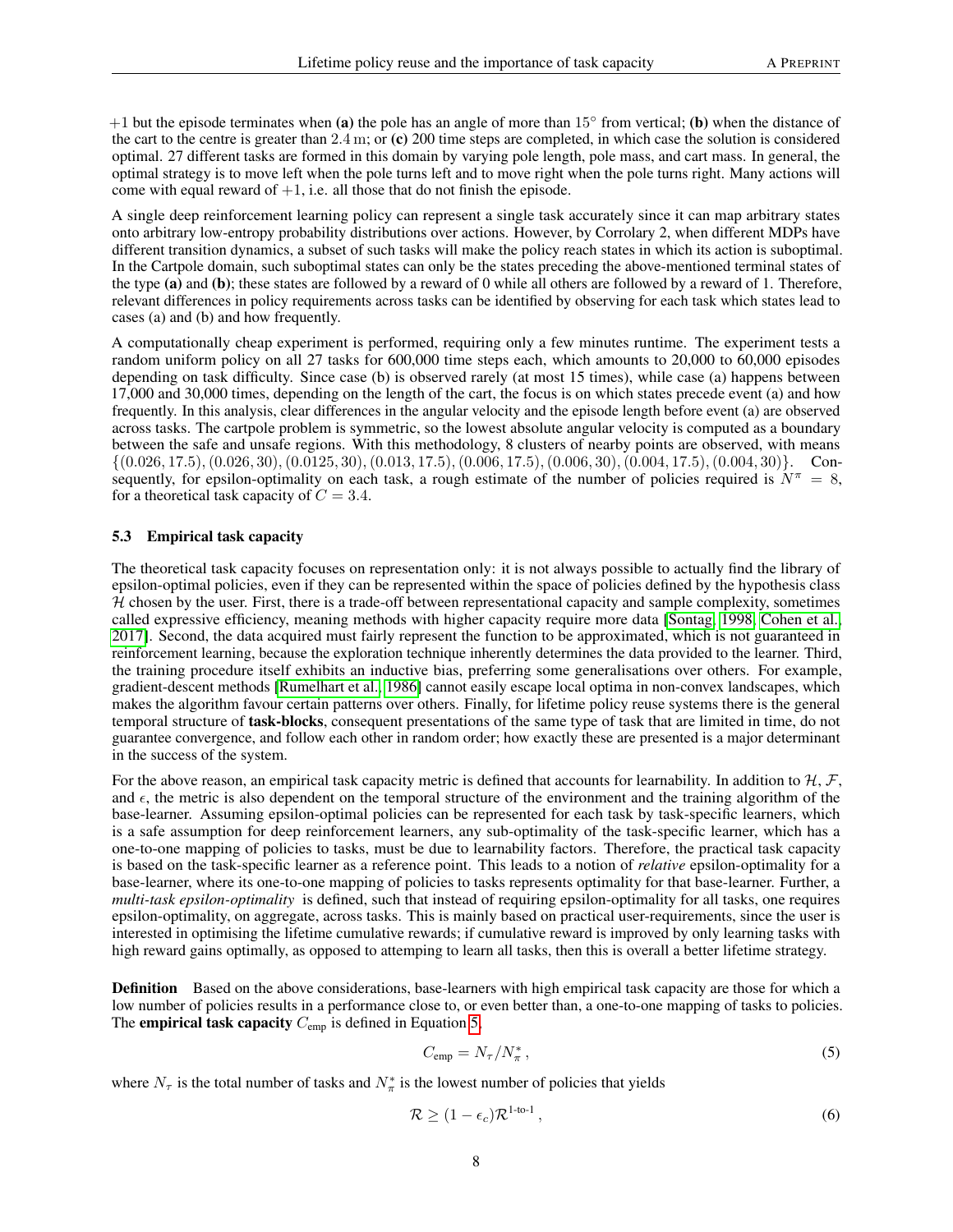$+1$ but the episode terminates when **(a)** the pole has an angle of more than $15^\circ$ from vertical; **(b)** when the distance of the cart to the centre is greater than $2.4\,\text{m}$; or **(c)** 200 time steps are completed, in which case the solution is considered optimal. 27 different tasks are formed in this domain by varying pole length, pole mass, and cart mass. In general, the optimal strategy is to move left when the pole turns left and to move right when the pole turns right. Many actions will come with equal reward of $+1$, i.e. all those that do not finish the episode.

A single deep reinforcement learning policy can represent a single task accurately since it can map arbitrary states onto arbitrary low-entropy probability distributions over actions. However, by Corrolary 2, when different MDPs have different transition dynamics, a subset of such tasks will make the policy reach states in which its action is suboptimal. In the Cartpole domain, such suboptimal states can only be the states preceding the above-mentioned terminal states of the type **(a)** and **(b)**; these states are followed by a reward of 0 while all others are followed by a reward of 1. Therefore, relevant differences in policy requirements across tasks can be identified by observing for each task which states lead to cases (a) and (b) and how frequently.

A computationally cheap experiment is performed, requiring only a few minutes runtime. The experiment tests a random uniform policy on all 27 tasks for 600,000 time steps each, which amounts to 20,000 to 60,000 episodes depending on task difficulty. Since case (b) is observed rarely (at most 15 times), while case (a) happens between 17,000 and 30,000 times, depending on the length of the cart, the focus is on which states precede event (a) and how frequently. In this analysis, clear differences in the angular velocity and the episode length before event (a) are observed across tasks. The cartpole problem is symmetric, so the lowest absolute angular velocity is computed as a boundary between the safe and unsafe regions. With this methodology, 8 clusters of nearby points are observed, with means $\{(0.026, 17.5), (0.026, 30), (0.0125, 30), (0.013, 17.5), (0.006, 17.5), (0.006, 30), (0.004, 17.5), (0.004, 30)\}$. Consequently, for epsilon-optimality on each task, a rough estimate of the number of policies required is $N^\pi = 8$, for a theoretical task capacity of $C = 3.4$.

### 5.3 Empirical task capacity

The theoretical task capacity focuses on representation only: it is not always possible to actually find the library of epsilon-optimal policies, even if they can be represented within the space of policies defined by the hypothesis class $\mathcal{H}$ chosen by the user. First, there is a trade-off between representational capacity and sample complexity, sometimes called expressive efficiency, meaning methods with higher capacity require more data [Sontag, 1998, Cohen et al., 2017]. Second, the data acquired must fairly represent the function to be approximated, which is not guaranteed in reinforcement learning, because the exploration technique inherently determines the data provided to the learner. Third, the training procedure itself exhibits an inductive bias, preferring some generalisations over others. For example, gradient-descent methods [Rumelhart et al., 1986] cannot easily escape local optima in non-convex landscapes, which makes the algorithm favour certain patterns over others. Finally, for lifetime policy reuse systems there is the general temporal structure of **task-blocks**, consequent presentations of the same type of task that are limited in time, do not guarantee convergence, and follow each other in random order; how exactly these are presented is a major determinant in the success of the system.

For the above reason, an empirical task capacity metric is defined that accounts for learnability. In addition to $\mathcal{H}$, $\mathcal{F}$, and $\epsilon$, the metric is also dependent on the temporal structure of the environment and the training algorithm of the base-learner. Assuming epsilon-optimal policies can be represented for each task by task-specific learners, which is a safe assumption for deep reinforcement learners, any sub-optimality of the task-specific learner, which has a one-to-one mapping of policies to tasks, must be due to learnability factors. Therefore, the practical task capacity is based on the task-specific learner as a reference point. This leads to a notion of *relative* epsilon-optimality for a base-learner, where its one-to-one mapping of policies to tasks represents optimality for that base-learner. Further, a *multi-task epsilon-optimality* is defined, such that instead of requiring epsilon-optimality for all tasks, one requires epsilon-optimality, on aggregate, across tasks. This is mainly based on practical user-requirements, since the user is interested in optimising the lifetime cumulative rewards; if cumulative reward is improved by only learning tasks with high reward gains optimally, as opposed to attemping to learn all tasks, then this is overall a better lifetime strategy.

**Definition** Based on the above considerations, base-learners with high empirical task capacity are those for which a low number of policies results in a performance close to, or even better than, a one-to-one mapping of tasks to policies. The **empirical task capacity** $C_{\text{emp}}$ is defined in Equation 5.

$$C_{\text{emp}} = N_\tau / N_\pi^* \,, \tag{5}$$

where $N_\tau$ is the total number of tasks and $N_\pi^*$ is the lowest number of policies that yields

$$\mathcal{R} \geq (1 - \epsilon_c)\mathcal{R}^{\text{1-to-1}} \,, \tag{6}$$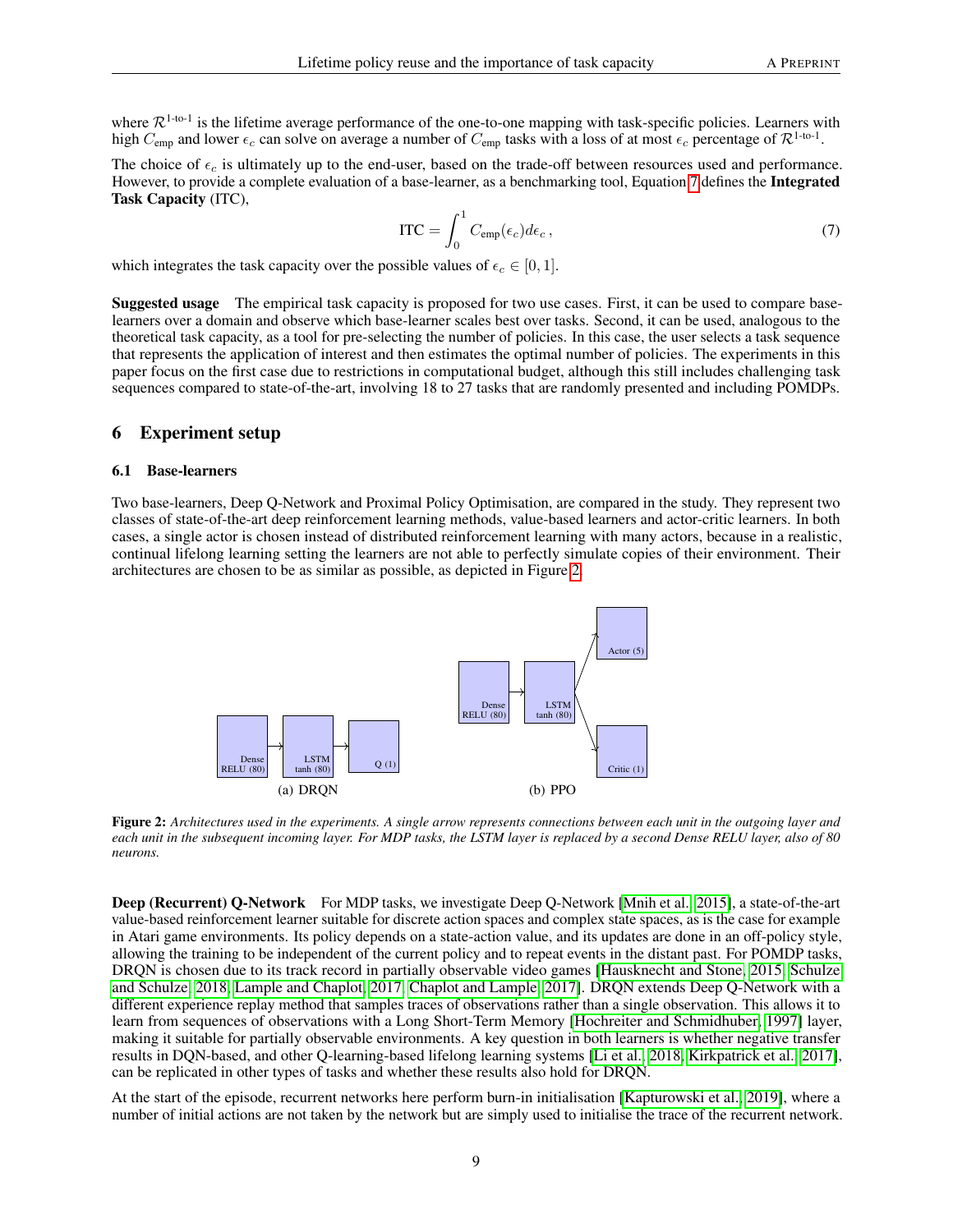where $\mathcal{R}^{\text{1-to-1}}$ is the lifetime average performance of the one-to-one mapping with task-specific policies. Learners with high $C_{\text{emp}}$ and lower $\epsilon_c$ can solve on average a number of $C_{\text{emp}}$ tasks with a loss of at most $\epsilon_c$ percentage of $\mathcal{R}^{\text{1-to-1}}$.

The choice of $\epsilon_c$ is ultimately up to the end-user, based on the trade-off between resources used and performance. However, to provide a complete evaluation of a base-learner, as a benchmarking tool, Equation 7 defines the **Integrated Task Capacity** (ITC),

$$\text{ITC} = \int_0^1 C_{\text{emp}}(\epsilon_c) d\epsilon_c \,, \tag{7}$$

which integrates the task capacity over the possible values of $\epsilon_c \in [0, 1]$.

**Suggested usage** The empirical task capacity is proposed for two use cases. First, it can be used to compare base-learners over a domain and observe which base-learner scales best over tasks. Second, it can be used, analogous to the theoretical task capacity, as a tool for pre-selecting the number of policies. In this case, the user selects a task sequence that represents the application of interest and then estimates the optimal number of policies. The experiments in this paper focus on the first case due to restrictions in computational budget, although this still includes challenging task sequences compared to state-of-the-art, involving 18 to 27 tasks that are randomly presented and including POMDPs.

## 6 Experiment setup

### 6.1 Base-learners

Two base-learners, Deep Q-Network and Proximal Policy Optimisation, are compared in the study. They represent two classes of state-of-the-art deep reinforcement learning methods, value-based learners and actor-critic learners. In both cases, a single actor is chosen instead of distributed reinforcement learning with many actors, because in a realistic, continual lifelong learning setting the learners are not able to perfectly simulate copies of their environment. Their architectures are chosen to be as similar as possible, as depicted in Figure 2.

Dense RELU (80) → LSTM tanh (80) → Q (1)

(a) DRQN

Dense RELU (80) → LSTM tanh (80) → Actor (5), Critic (1)

(b) PPO

**Figure 2:** *Architectures used in the experiments. A single arrow represents connections between each unit in the outgoing layer and each unit in the subsequent incoming layer. For MDP tasks, the LSTM layer is replaced by a second Dense RELU layer, also of 80 neurons.*

**Deep (Recurrent) Q-Network** For MDP tasks, we investigate Deep Q-Network [Mnih et al., 2015], a state-of-the-art value-based reinforcement learner suitable for discrete action spaces and complex state spaces, as is the case for example in Atari game environments. Its policy depends on a state-action value, and its updates are done in an off-policy style, allowing the training to be independent of the current policy and to repeat events in the distant past. For POMDP tasks, DRQN is chosen due to its track record in partially observable video games [Hausknecht and Stone, 2015, Schulze and Schulze, 2018, Lample and Chaplot, 2017, Chaplot and Lample, 2017]. DRQN extends Deep Q-Network with a different experience replay method that samples traces of observations rather than a single observation. This allows it to learn from sequences of observations with a Long Short-Term Memory [Hochreiter and Schmidhuber, 1997] layer, making it suitable for partially observable environments. A key question in both learners is whether negative transfer results in DQN-based, and other Q-learning-based lifelong learning systems [Li et al., 2018, Kirkpatrick et al., 2017], can be replicated in other types of tasks and whether these results also hold for DRQN.

At the start of the episode, recurrent networks here perform burn-in initialisation [Kapturowski et al., 2019], where a number of initial actions are not taken by the network but are simply used to initialise the trace of the recurrent network.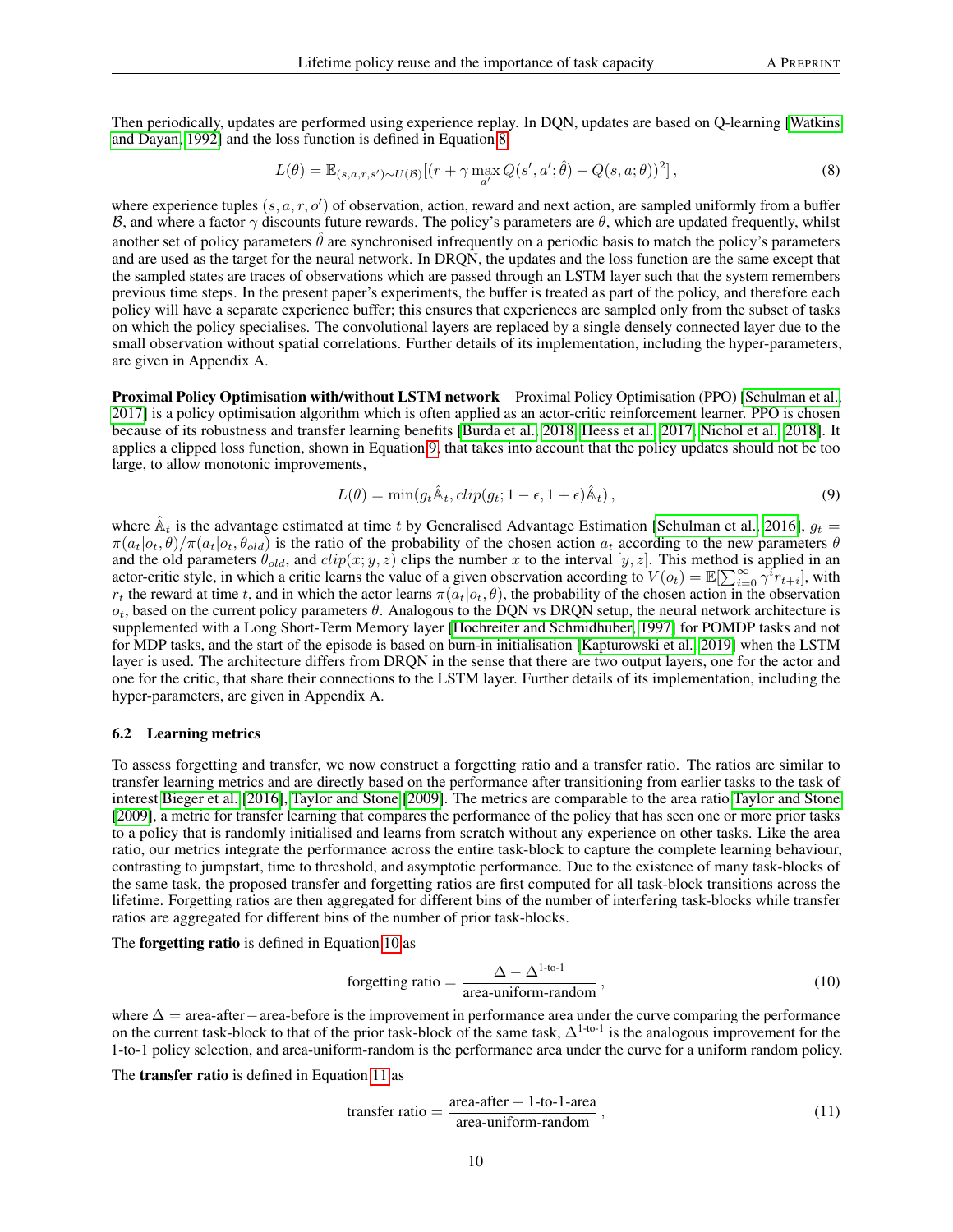Then periodically, updates are performed using experience replay. In DQN, updates are based on Q-learning [Watkins and Dayan, 1992] and the loss function is defined in Equation 8,

$$L(\theta) = \mathbb{E}_{(s,a,r,s') \sim U(\mathcal{B})}[(r + \gamma \max_{a'} Q(s', a'; \hat{\theta}) - Q(s, a; \theta))^2] \,, \tag{8}$$

where experience tuples $(s, a, r, o')$ of observation, action, reward and next action, are sampled uniformly from a buffer $\mathcal{B}$, and where a factor $\gamma$ discounts future rewards. The policy's parameters are $\theta$, which are updated frequently, whilst another set of policy parameters $\hat{\theta}$ are synchronised infrequently on a periodic basis to match the policy's parameters and are used as the target for the neural network. In DRQN, the updates and the loss function are the same except that the sampled states are traces of observations which are passed through an LSTM layer such that the system remembers previous time steps. In the present paper's experiments, the buffer is treated as part of the policy, and therefore each policy will have a separate experience buffer; this ensures that experiences are sampled only from the subset of tasks on which the policy specialises. The convolutional layers are replaced by a single densely connected layer due to the small observation without spatial correlations. Further details of its implementation, including the hyper-parameters, are given in Appendix A.

**Proximal Policy Optimisation with/without LSTM network** Proximal Policy Optimisation (PPO) [Schulman et al., 2017] is a policy optimisation algorithm which is often applied as an actor-critic reinforcement learner. PPO is chosen because of its robustness and transfer learning benefits [Burda et al., 2018, Heess et al., 2017, Nichol et al., 2018]. It applies a clipped loss function, shown in Equation 9, that takes into account that the policy updates should not be too large, to allow monotonic improvements,

$$L(\theta) = \min(g_t \hat{\mathbb{A}}_t, clip(g_t; 1 - \epsilon, 1 + \epsilon)\hat{\mathbb{A}}_t) \,, \tag{9}$$

where $\hat{\mathbb{A}}_t$ is the advantage estimated at time $t$ by Generalised Advantage Estimation [Schulman et al., 2016], $g_t = \pi(a_t|o_t, \theta)/\pi(a_t|o_t, \theta_{old})$ is the ratio of the probability of the chosen action $a_t$ according to the new parameters $\theta$ and the old parameters $\theta_{old}$, and $clip(x; y, z)$ clips the number $x$ to the interval $[y, z]$. This method is applied in an actor-critic style, in which a critic learns the value of a given observation according to $V(o_t) = \mathbb{E}[\sum_{i=0}^{\infty} \gamma^i r_{t+i}]$, with $r_t$ the reward at time $t$, and in which the actor learns $\pi(a_t|o_t, \theta)$, the probability of the chosen action in the observation $o_t$, based on the current policy parameters $\theta$. Analogous to the DQN vs DRQN setup, the neural network architecture is supplemented with a Long Short-Term Memory layer [Hochreiter and Schmidhuber, 1997] for POMDP tasks and not for MDP tasks, and the start of the episode is based on burn-in initialisation [Kapturowski et al., 2019] when the LSTM layer is used. The architecture differs from DRQN in the sense that there are two output layers, one for the actor and one for the critic, that share their connections to the LSTM layer. Further details of its implementation, including the hyper-parameters, are given in Appendix A.

### 6.2 Learning metrics

To assess forgetting and transfer, we now construct a forgetting ratio and a transfer ratio. The ratios are similar to transfer learning metrics and are directly based on the performance after transitioning from earlier tasks to the task of interest Bieger et al. [2016], Taylor and Stone [2009]. The metrics are comparable to the area ratio Taylor and Stone [2009], a metric for transfer learning that compares the performance of the policy that has seen one or more prior tasks to a policy that is randomly initialised and learns from scratch without any experience on other tasks. Like the area ratio, our metrics integrate the performance across the entire task-block to capture the complete learning behaviour, contrasting to jumpstart, time to threshold, and asymptotic performance. Due to the existence of many task-blocks of the same task, the proposed transfer and forgetting ratios are first computed for all task-block transitions across the lifetime. Forgetting ratios are then aggregated for different bins of the number of interfering task-blocks while transfer ratios are aggregated for different bins of the number of prior task-blocks.

The **forgetting ratio** is defined in Equation 10 as

$$\text{forgetting ratio} = \frac{\Delta - \Delta^{\text{1-to-1}}}{\text{area-uniform-random}} \,, \tag{10}$$

where $\Delta = \text{area-after} - \text{area-before}$ is the improvement in performance area under the curve comparing the performance on the current task-block to that of the prior task-block of the same task, $\Delta^{\text{1-to-1}}$ is the analogous improvement for the 1-to-1 policy selection, and area-uniform-random is the performance area under the curve for a uniform random policy.

The **transfer ratio** is defined in Equation 11 as

$$\text{transfer ratio} = \frac{\text{area-after} - \text{1-to-1-area}}{\text{area-uniform-random}} \,, \tag{11}$$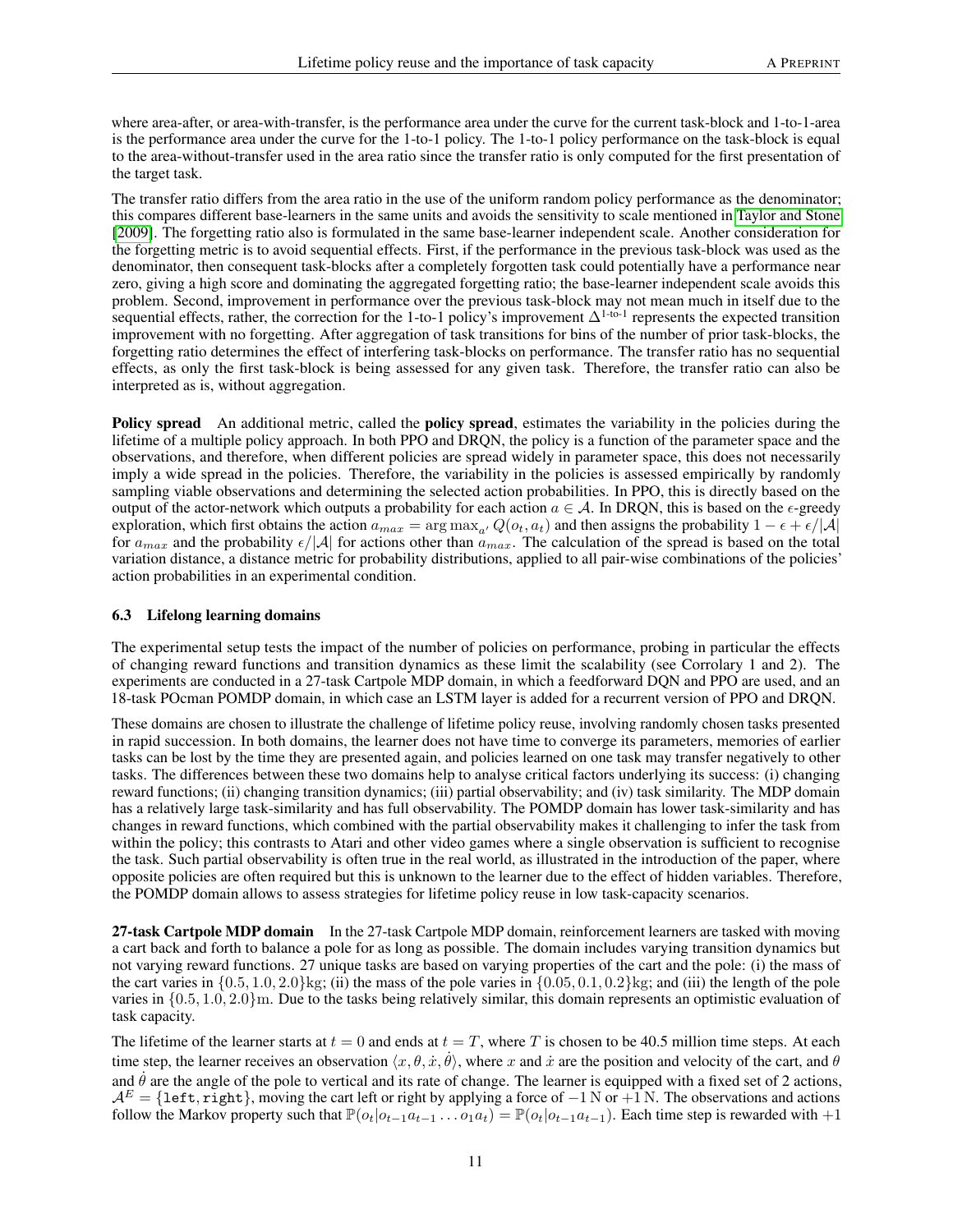where area-after, or area-with-transfer, is the performance area under the curve for the current task-block and 1-to-1-area is the performance area under the curve for the 1-to-1 policy. The 1-to-1 policy performance on the task-block is equal to the area-without-transfer used in the area ratio since the transfer ratio is only computed for the first presentation of the target task.

The transfer ratio differs from the area ratio in the use of the uniform random policy performance as the denominator; this compares different base-learners in the same units and avoids the sensitivity to scale mentioned in Taylor and Stone [2009]. The forgetting ratio also is formulated in the same base-learner independent scale. Another consideration for the forgetting metric is to avoid sequential effects. First, if the performance in the previous task-block was used as the denominator, then consequent task-blocks after a completely forgotten task could potentially have a performance near zero, giving a high score and dominating the aggregated forgetting ratio; the base-learner independent scale avoids this problem. Second, improvement in performance over the previous task-block may not mean much in itself due to the sequential effects, rather, the correction for the 1-to-1 policy's improvement $\Delta^{\text{1-to-1}}$ represents the expected transition improvement with no forgetting. After aggregation of task transitions for bins of the number of prior task-blocks, the forgetting ratio determines the effect of interfering task-blocks on performance. The transfer ratio has no sequential effects, as only the first task-block is being assessed for any given task. Therefore, the transfer ratio can also be interpreted as is, without aggregation.

**Policy spread** An additional metric, called the **policy spread**, estimates the variability in the policies during the lifetime of a multiple policy approach. In both PPO and DRQN, the policy is a function of the parameter space and the observations, and therefore, when different policies are spread widely in parameter space, this does not necessarily imply a wide spread in the policies. Therefore, the variability in the policies is assessed empirically by randomly sampling viable observations and determining the selected action probabilities. In PPO, this is directly based on the output of the actor-network which outputs a probability for each action $a \in \mathcal{A}$. In DRQN, this is based on the $\epsilon$-greedy exploration, which first obtains the action $a_{max} = \arg\max_{a'} Q(o_t, a_t)$ and then assigns the probability $1 - \epsilon + \epsilon/|\mathcal{A}|$ for $a_{max}$ and the probability $\epsilon/|\mathcal{A}|$ for actions other than $a_{max}$. The calculation of the spread is based on the total variation distance, a distance metric for probability distributions, applied to all pair-wise combinations of the policies' action probabilities in an experimental condition.

### 6.3 Lifelong learning domains

The experimental setup tests the impact of the number of policies on performance, probing in particular the effects of changing reward functions and transition dynamics as these limit the scalability (see Corrolary 1 and 2). The experiments are conducted in a 27-task Cartpole MDP domain, in which a feedforward DQN and PPO are used, and an 18-task POcman POMDP domain, in which case an LSTM layer is added for a recurrent version of PPO and DRQN.

These domains are chosen to illustrate the challenge of lifetime policy reuse, involving randomly chosen tasks presented in rapid succession. In both domains, the learner does not have time to converge its parameters, memories of earlier tasks can be lost by the time they are presented again, and policies learned on one task may transfer negatively to other tasks. The differences between these two domains help to analyse critical factors underlying its success: (i) changing reward functions; (ii) changing transition dynamics; (iii) partial observability; and (iv) task similarity. The MDP domain has a relatively large task-similarity and has full observability. The POMDP domain has lower task-similarity and has changes in reward functions, which combined with the partial observability makes it challenging to infer the task from within the policy; this contrasts to Atari and other video games where a single observation is sufficient to recognise the task. Such partial observability is often true in the real world, as illustrated in the introduction of the paper, where opposite policies are often required but this is unknown to the learner due to the effect of hidden variables. Therefore, the POMDP domain allows to assess strategies for lifetime policy reuse in low task-capacity scenarios.

**27-task Cartpole MDP domain** In the 27-task Cartpole MDP domain, reinforcement learners are tasked with moving a cart back and forth to balance a pole for as long as possible. The domain includes varying transition dynamics but not varying reward functions. 27 unique tasks are based on varying properties of the cart and the pole: (i) the mass of the cart varies in $\{0.5, 1.0, 2.0\}$kg; (ii) the mass of the pole varies in $\{0.05, 0.1, 0.2\}$kg; and (iii) the length of the pole varies in $\{0.5, 1.0, 2.0\}$m. Due to the tasks being relatively similar, this domain represents an optimistic evaluation of task capacity.

The lifetime of the learner starts at $t = 0$ and ends at $t = T$, where $T$ is chosen to be 40.5 million time steps. At each time step, the learner receives an observation $\langle x, \theta, \dot{x}, \dot{\theta} \rangle$, where $x$ and $\dot{x}$ are the position and velocity of the cart, and $\theta$ and $\dot{\theta}$ are the angle of the pole to vertical and its rate of change. The learner is equipped with a fixed set of 2 actions, $\mathcal{A}^E = \{\texttt{left}, \texttt{right}\}$, moving the cart left or right by applying a force of $-1$ N or $+1$ N. The observations and actions follow the Markov property such that $\mathbb{P}(o_t | o_{t-1} a_{t-1} \dots o_1 a_t) = \mathbb{P}(o_t | o_{t-1} a_{t-1})$. Each time step is rewarded with $+1$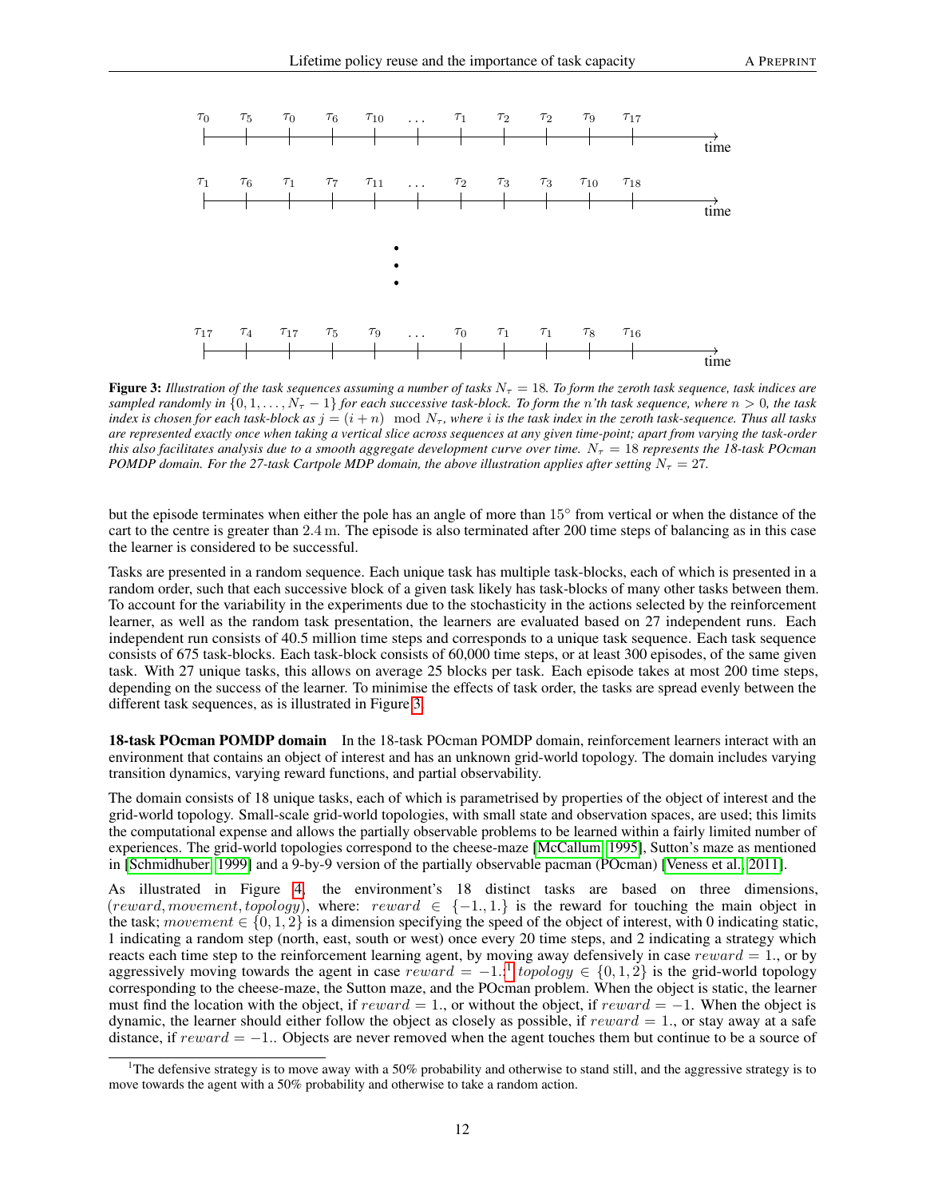**Figure 3:** *Illustration of the task sequences assuming a number of tasks $N_\tau = 18$. To form the zeroth task sequence, task indices are sampled randomly in $\{0, 1, \dots, N_\tau - 1\}$ for each successive task-block. To form the n'th task sequence, where $n > 0$, the task index is chosen for each task-block as $j = (i + n) \mod N_\tau$, where $i$ is the task index in the zeroth task-sequence. Thus all tasks are represented exactly once when taking a vertical slice across sequences at any given time-point; apart from varying the task-order this also facilitates analysis due to a smooth aggregate development curve over time. $N_\tau = 18$ represents the 18-task POcman POMDP domain. For the 27-task Cartpole MDP domain, the above illustration applies after setting $N_\tau = 27$.*

but the episode terminates when either the pole has an angle of more than $15^\circ$ from vertical or when the distance of the cart to the centre is greater than $2.4\,\mathrm{m}$. The episode is also terminated after 200 time steps of balancing as in this case the learner is considered to be successful.

Tasks are presented in a random sequence. Each unique task has multiple task-blocks, each of which is presented in a random order, such that each successive block of a given task likely has task-blocks of many other tasks between them. To account for the variability in the experiments due to the stochasticity in the actions selected by the reinforcement learner, as well as the random task presentation, the learners are evaluated based on 27 independent runs. Each independent run consists of 40.5 million time steps and corresponds to a unique task sequence. Each task sequence consists of 675 task-blocks. Each task-block consists of 60,000 time steps, or at least 300 episodes, of the same given task. With 27 unique tasks, this allows on average 25 blocks per task. Each episode takes at most 200 time steps, depending on the success of the learner. To minimise the effects of task order, the tasks are spread evenly between the different task sequences, as is illustrated in Figure 3.

**18-task POcman POMDP domain** In the 18-task POcman POMDP domain, reinforcement learners interact with an environment that contains an object of interest and has an unknown grid-world topology. The domain includes varying transition dynamics, varying reward functions, and partial observability.

The domain consists of 18 unique tasks, each of which is parametrised by properties of the object of interest and the grid-world topology. Small-scale grid-world topologies, with small state and observation spaces, are used; this limits the computational expense and allows the partially observable problems to be learned within a fairly limited number of experiences. The grid-world topologies correspond to the cheese-maze [McCallum, 1995], Sutton's maze as mentioned in [Schmidhuber, 1999] and a 9-by-9 version of the partially observable pacman (POcman) [Veness et al., 2011].

As illustrated in Figure 4, the environment's 18 distinct tasks are based on three dimensions, $(reward, movement, topology)$, where: $reward \in \{-1., 1.\}$ is the reward for touching the main object in the task; $movement \in \{0, 1, 2\}$ is a dimension specifying the speed of the object of interest, with 0 indicating static, 1 indicating a random step (north, east, south or west) once every 20 time steps, and 2 indicating a strategy which reacts each time step to the reinforcement learning agent, by moving away defensively in case $reward = 1.$, or by aggressively moving towards the agent in case $reward = -1.$;[1] $topology \in \{0, 1, 2\}$ is the grid-world topology corresponding to the cheese-maze, the Sutton maze, and the POcman problem. When the object is static, the learner must find the location with the object, if $reward = 1.$, or without the object, if $reward = -1$. When the object is dynamic, the learner should either follow the object as closely as possible, if $reward = 1.$, or stay away at a safe distance, if $reward = -1.$. Objects are never removed when the agent touches them but continue to be a source of

[1] The defensive strategy is to move away with a 50% probability and otherwise to stand still, and the aggressive strategy is to move towards the agent with a 50% probability and otherwise to take a random action.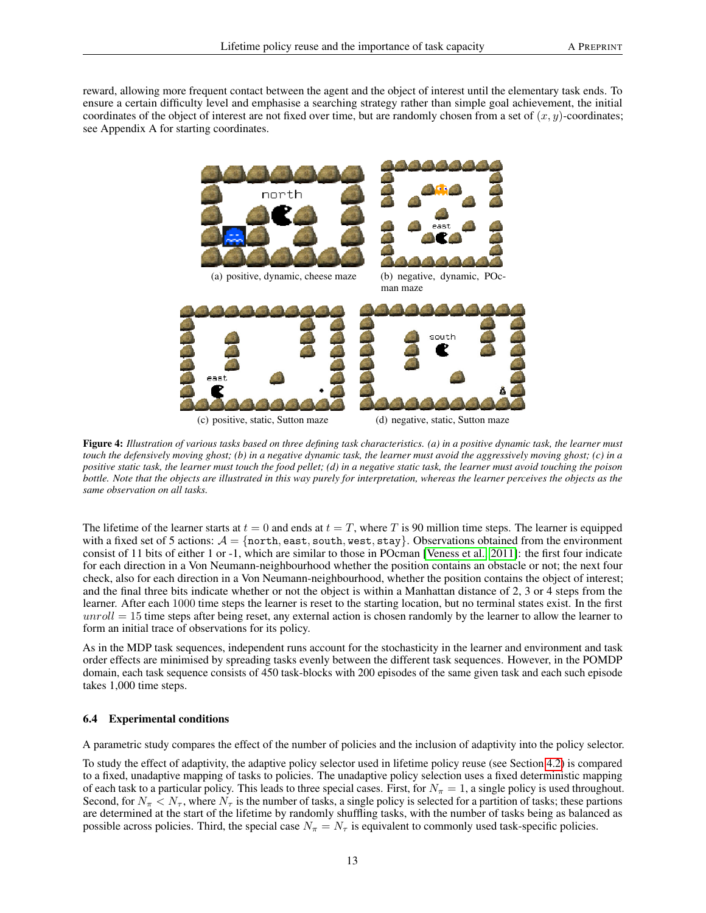reward, allowing more frequent contact between the agent and the object of interest until the elementary task ends. To ensure a certain difficulty level and emphasise a searching strategy rather than simple goal achievement, the initial coordinates of the object of interest are not fixed over time, but are randomly chosen from a set of $(x, y)$-coordinates; see Appendix A for starting coordinates.

(a) positive, dynamic, cheese maze

(b) negative, dynamic, POcman maze

(c) positive, static, Sutton maze

(d) negative, static, Sutton maze

**Figure 4:** *Illustration of various tasks based on three defining task characteristics. (a) in a positive dynamic task, the learner must touch the defensively moving ghost; (b) in a negative dynamic task, the learner must avoid the aggressively moving ghost; (c) in a positive static task, the learner must touch the food pellet; (d) in a negative static task, the learner must avoid touching the poison bottle. Note that the objects are illustrated in this way purely for interpretation, whereas the learner perceives the objects as the same observation on all tasks.*

The lifetime of the learner starts at $t = 0$ and ends at $t = T$, where $T$ is 90 million time steps. The learner is equipped with a fixed set of 5 actions: $\mathcal{A} = \{\texttt{north}, \texttt{east}, \texttt{south}, \texttt{west}, \texttt{stay}\}$. Observations obtained from the environment consist of 11 bits of either 1 or -1, which are similar to those in POcman [Veness et al., 2011]: the first four indicate for each direction in a Von Neumann-neighbourhood whether the position contains an obstacle or not; the next four check, also for each direction in a Von Neumann-neighbourhood, whether the position contains the object of interest; and the final three bits indicate whether or not the object is within a Manhattan distance of 2, 3 or 4 steps from the learner. After each 1000 time steps the learner is reset to the starting location, but no terminal states exist. In the first $unroll = 15$ time steps after being reset, any external action is chosen randomly by the learner to allow the learner to form an initial trace of observations for its policy.

As in the MDP task sequences, independent runs account for the stochasticity in the learner and environment and task order effects are minimised by spreading tasks evenly between the different task sequences. However, in the POMDP domain, each task sequence consists of 450 task-blocks with 200 episodes of the same given task and each such episode takes 1,000 time steps.

### 6.4 Experimental conditions

A parametric study compares the effect of the number of policies and the inclusion of adaptivity into the policy selector.

To study the effect of adaptivity, the adaptive policy selector used in lifetime policy reuse (see Section 4.2) is compared to a fixed, unadaptive mapping of tasks to policies. The unadaptive policy selection uses a fixed deterministic mapping of each task to a particular policy. This leads to three special cases. First, for $N_\pi = 1$, a single policy is used throughout. Second, for $N_\pi < N_\tau$, where $N_\tau$ is the number of tasks, a single policy is selected for a partition of tasks; these partions are determined at the start of the lifetime by randomly shuffling tasks, with the number of tasks being as balanced as possible across policies. Third, the special case $N_\pi = N_\tau$ is equivalent to commonly used task-specific policies.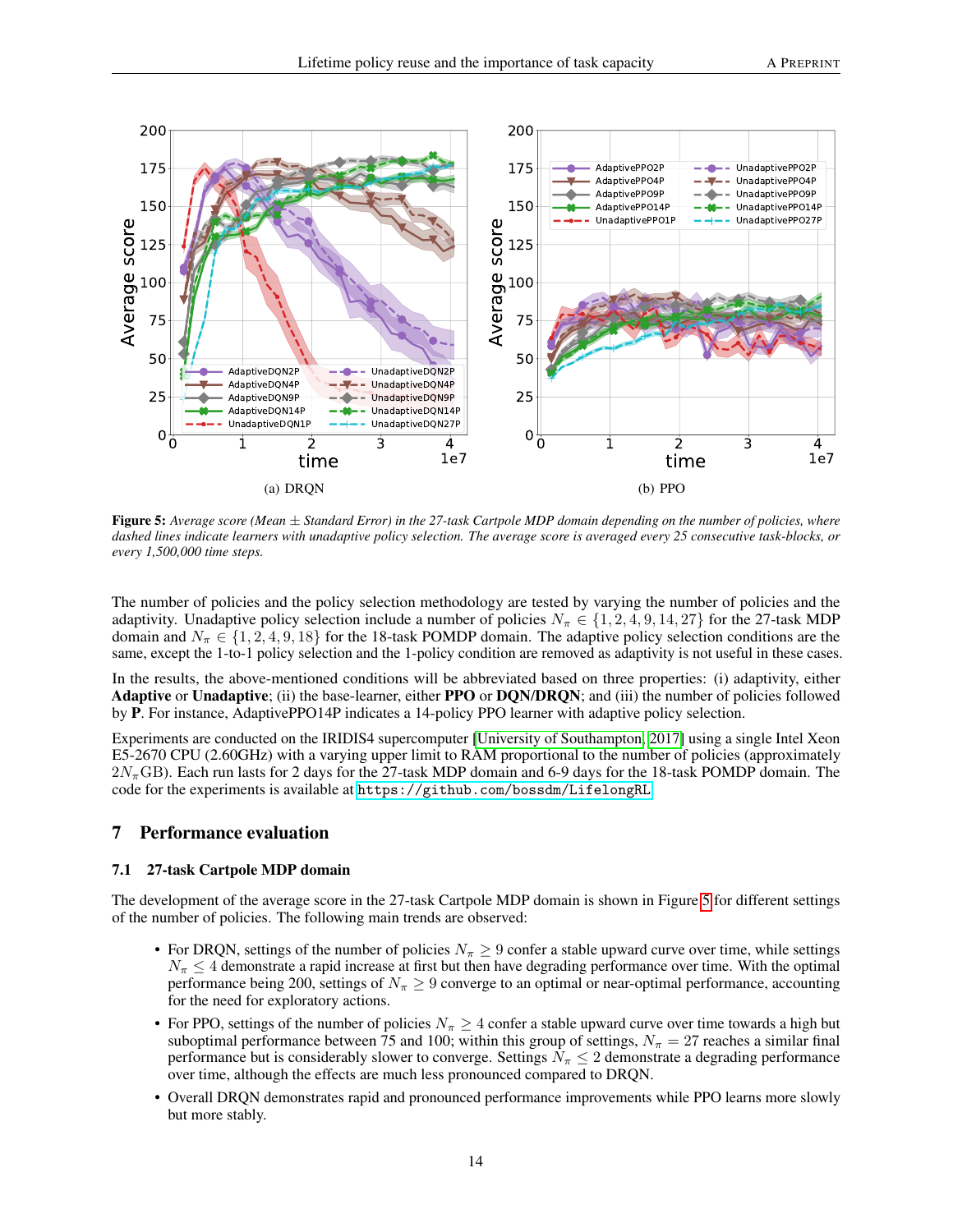(a) DRQN

(b) PPO

**Figure 5:** *Average score (Mean ± Standard Error) in the 27-task Cartpole MDP domain depending on the number of policies, where dashed lines indicate learners with unadaptive policy selection. The average score is averaged every 25 consecutive task-blocks, or every 1,500,000 time steps.*

The number of policies and the policy selection methodology are tested by varying the number of policies and the adaptivity. Unadaptive policy selection include a number of policies $N_\pi \in \{1, 2, 4, 9, 14, 27\}$ for the 27-task MDP domain and $N_\pi \in \{1, 2, 4, 9, 18\}$ for the 18-task POMDP domain. The adaptive policy selection conditions are the same, except the 1-to-1 policy selection and the 1-policy condition are removed as adaptivity is not useful in these cases.

In the results, the above-mentioned conditions will be abbreviated based on three properties: (i) adaptivity, either **Adaptive** or **Unadaptive**; (ii) the base-learner, either **PPO** or **DQN/DRQN**; and (iii) the number of policies followed by **P**. For instance, AdaptivePPO14P indicates a 14-policy PPO learner with adaptive policy selection.

Experiments are conducted on the IRIDIS4 supercomputer [University of Southampton, 2017] using a single Intel Xeon E5-2670 CPU (2.60GHz) with a varying upper limit to RAM proportional to the number of policies (approximately $2N_\pi$GB). Each run lasts for 2 days for the 27-task MDP domain and 6-9 days for the 18-task POMDP domain. The code for the experiments is available at `https://github.com/bossdm/LifelongRL`.

## 7 Performance evaluation

### 7.1 27-task Cartpole MDP domain

The development of the average score in the 27-task Cartpole MDP domain is shown in Figure 5 for different settings of the number of policies. The following main trends are observed:

- For DRQN, settings of the number of policies $N_\pi \geq 9$ confer a stable upward curve over time, while settings $N_\pi \leq 4$ demonstrate a rapid increase at first but then have degrading performance over time. With the optimal performance being 200, settings of $N_\pi \geq 9$ converge to an optimal or near-optimal performance, accounting for the need for exploratory actions.
- For PPO, settings of the number of policies $N_\pi \geq 4$ confer a stable upward curve over time towards a high but suboptimal performance between 75 and 100; within this group of settings, $N_\pi = 27$ reaches a similar final performance but is considerably slower to converge. Settings $N_\pi \leq 2$ demonstrate a degrading performance over time, although the effects are much less pronounced compared to DRQN.
- Overall DRQN demonstrates rapid and pronounced performance improvements while PPO learns more slowly but more stably.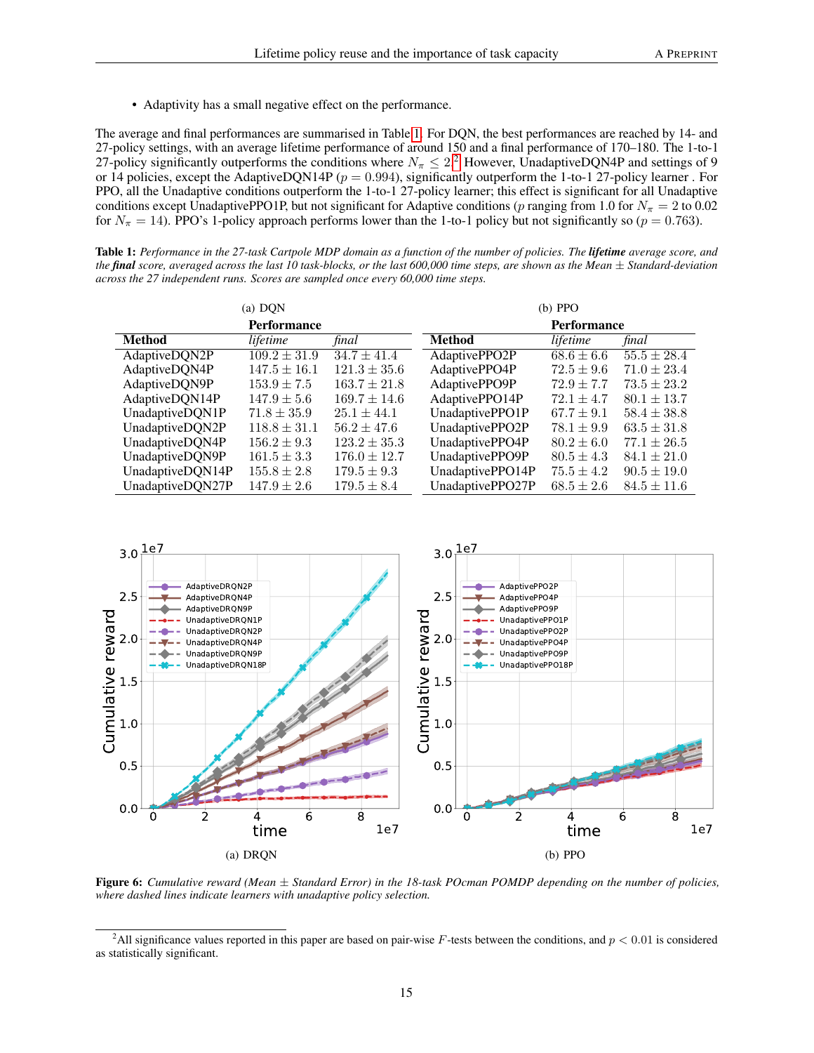- Adaptivity has a small negative effect on the performance.

The average and final performances are summarised in Table 1. For DQN, the best performances are reached by 14- and 27-policy settings, with an average lifetime performance of around 150 and a final performance of 170–180. The 1-to-1 27-policy significantly outperforms the conditions where $N_\pi \leq 2$.[2] However, UnadaptiveDQN4P and settings of 9 or 14 policies, except the AdaptiveDQN14P ($p = 0.994$), significantly outperform the 1-to-1 27-policy learner . For PPO, all the Unadaptive conditions outperform the 1-to-1 27-policy learner; this effect is significant for all Unadaptive conditions except UnadaptivePPO1P, but not significant for Adaptive conditions ($p$ ranging from 1.0 for $N_\pi = 2$ to 0.02 for $N_\pi = 14$). PPO's 1-policy approach performs lower than the 1-to-1 policy but not significantly so ($p = 0.763$).

**Table 1:** *Performance in the 27-task Cartpole MDP domain as a function of the number of policies. The* ***lifetime*** *average score, and the* ***final*** *score, averaged across the last 10 task-blocks, or the last 600,000 time steps, are shown as the Mean ± Standard-deviation across the 27 independent runs. Scores are sampled once every 60,000 time steps.*

(a) DQN

| Method | Performance *lifetime* | *final* |
|---|---|---|
| AdaptiveDQN2P | $109.2 \pm 31.9$ | $34.7 \pm 41.4$ |
| AdaptiveDQN4P | $147.5 \pm 16.1$ | $121.3 \pm 35.6$ |
| AdaptiveDQN9P | $153.9 \pm 7.5$ | $163.7 \pm 21.8$ |
| AdaptiveDQN14P | $147.9 \pm 5.6$ | $169.7 \pm 14.6$ |
| UnadaptiveDQN1P | $71.8 \pm 35.9$ | $25.1 \pm 44.1$ |
| UnadaptiveDQN2P | $118.8 \pm 31.1$ | $56.2 \pm 47.6$ |
| UnadaptiveDQN4P | $156.2 \pm 9.3$ | $123.2 \pm 35.3$ |
| UnadaptiveDQN9P | $161.5 \pm 3.3$ | $176.0 \pm 12.7$ |
| UnadaptiveDQN14P | $155.8 \pm 2.8$ | $179.5 \pm 9.3$ |
| UnadaptiveDQN27P | $147.9 \pm 2.6$ | $179.5 \pm 8.4$ |

(b) PPO

| Method | Performance *lifetime* | *final* |
|---|---|---|
| AdaptivePPO2P | $68.6 \pm 6.6$ | $55.5 \pm 28.4$ |
| AdaptivePPO4P | $72.5 \pm 9.6$ | $71.0 \pm 23.4$ |
| AdaptivePPO9P | $72.9 \pm 7.7$ | $73.5 \pm 23.2$ |
| AdaptivePPO14P | $72.1 \pm 4.7$ | $80.1 \pm 13.7$ |
| UnadaptivePPO1P | $67.7 \pm 9.1$ | $58.4 \pm 38.8$ |
| UnadaptivePPO2P | $78.1 \pm 9.9$ | $63.5 \pm 31.8$ |
| UnadaptivePPO4P | $80.2 \pm 6.0$ | $77.1 \pm 26.5$ |
| UnadaptivePPO9P | $80.5 \pm 4.3$ | $84.1 \pm 21.0$ |
| UnadaptivePPO14P | $75.5 \pm 4.2$ | $90.5 \pm 19.0$ |
| UnadaptivePPO27P | $68.5 \pm 2.6$ | $84.5 \pm 11.6$ |

(a) DRQN (b) PPO

**Figure 6:** *Cumulative reward (Mean ± Standard Error) in the 18-task POcman POMDP depending on the number of policies, where dashed lines indicate learners with unadaptive policy selection.*

[2] All significance values reported in this paper are based on pair-wise $F$-tests between the conditions, and $p < 0.01$ is considered as statistically significant.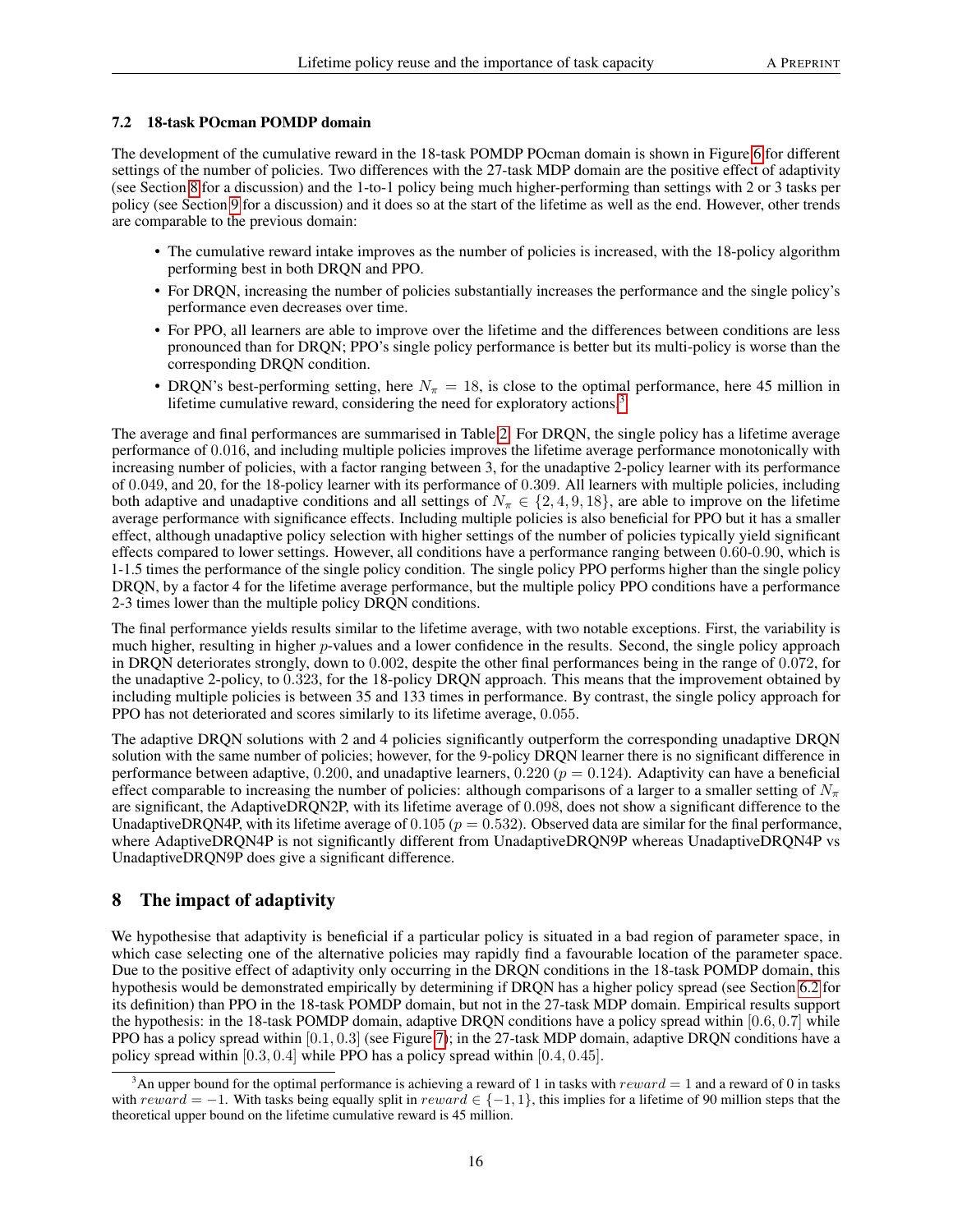### 7.2 18-task POcman POMDP domain

The development of the cumulative reward in the 18-task POMDP POcman domain is shown in Figure 6 for different settings of the number of policies. Two differences with the 27-task MDP domain are the positive effect of adaptivity (see Section 8 for a discussion) and the 1-to-1 policy being much higher-performing than settings with 2 or 3 tasks per policy (see Section 9 for a discussion) and it does so at the start of the lifetime as well as the end. However, other trends are comparable to the previous domain:

- The cumulative reward intake improves as the number of policies is increased, with the 18-policy algorithm performing best in both DRQN and PPO.
- For DRQN, increasing the number of policies substantially increases the performance and the single policy's performance even decreases over time.
- For PPO, all learners are able to improve over the lifetime and the differences between conditions are less pronounced than for DRQN; PPO's single policy performance is better but its multi-policy is worse than the corresponding DRQN condition.
- DRQN's best-performing setting, here $N_\pi = 18$, is close to the optimal performance, here 45 million in lifetime cumulative reward, considering the need for exploratory actions.[3]

The average and final performances are summarised in Table 2. For DRQN, the single policy has a lifetime average performance of $0.016$, and including multiple policies improves the lifetime average performance monotonically with increasing number of policies, with a factor ranging between 3, for the unadaptive 2-policy learner with its performance of $0.049$, and 20, for the 18-policy learner with its performance of $0.309$. All learners with multiple policies, including both adaptive and unadaptive conditions and all settings of $N_\pi \in \{2, 4, 9, 18\}$, are able to improve on the lifetime average performance with significance effects. Including multiple policies is also beneficial for PPO but it has a smaller effect, although unadaptive policy selection with higher settings of the number of policies typically yield significant effects compared to lower settings. However, all conditions have a performance ranging between $0.60$-$0.90$, which is 1-1.5 times the performance of the single policy condition. The single policy PPO performs higher than the single policy DRQN, by a factor 4 for the lifetime average performance, but the multiple policy PPO conditions have a performance 2-3 times lower than the multiple policy DRQN conditions.

The final performance yields results similar to the lifetime average, with two notable exceptions. First, the variability is much higher, resulting in higher $p$-values and a lower confidence in the results. Second, the single policy approach in DRQN deteriorates strongly, down to $0.002$, despite the other final performances being in the range of $0.072$, for the unadaptive 2-policy, to $0.323$, for the 18-policy DRQN approach. This means that the improvement obtained by including multiple policies is between 35 and 133 times in performance. By contrast, the single policy approach for PPO has not deteriorated and scores similarly to its lifetime average, $0.055$.

The adaptive DRQN solutions with 2 and 4 policies significantly outperform the corresponding unadaptive DRQN solution with the same number of policies; however, for the 9-policy DRQN learner there is no significant difference in performance between adaptive, $0.200$, and unadaptive learners, $0.220$ ($p = 0.124$). Adaptivity can have a beneficial effect comparable to increasing the number of policies: although comparisons of a larger to a smaller setting of $N_\pi$ are significant, the AdaptiveDRQN2P, with its lifetime average of $0.098$, does not show a significant difference to the UnadaptiveDRQN4P, with its lifetime average of $0.105$ ($p = 0.532$). Observed data are similar for the final performance, where AdaptiveDRQN4P is not significantly different from UnadaptiveDRQN9P whereas UnadaptiveDRQN4P vs UnadaptiveDRQN9P does give a significant difference.

## 8 The impact of adaptivity

We hypothesise that adaptivity is beneficial if a particular policy is situated in a bad region of parameter space, in which case selecting one of the alternative policies may rapidly find a favourable location of the parameter space. Due to the positive effect of adaptivity only occurring in the DRQN conditions in the 18-task POMDP domain, this hypothesis would be demonstrated empirically by determining if DRQN has a higher policy spread (see Section 6.2 for its definition) than PPO in the 18-task POMDP domain, but not in the 27-task MDP domain. Empirical results support the hypothesis: in the 18-task POMDP domain, adaptive DRQN conditions have a policy spread within $[0.6, 0.7]$ while PPO has a policy spread within $[0.1, 0.3]$ (see Figure 7); in the 27-task MDP domain, adaptive DRQN conditions have a policy spread within $[0.3, 0.4]$ while PPO has a policy spread within $[0.4, 0.45]$.

[3] An upper bound for the optimal performance is achieving a reward of 1 in tasks with $reward = 1$ and a reward of 0 in tasks with $reward = -1$. With tasks being equally split in $reward \in \{-1, 1\}$, this implies for a lifetime of 90 million steps that the theoretical upper bound on the lifetime cumulative reward is 45 million.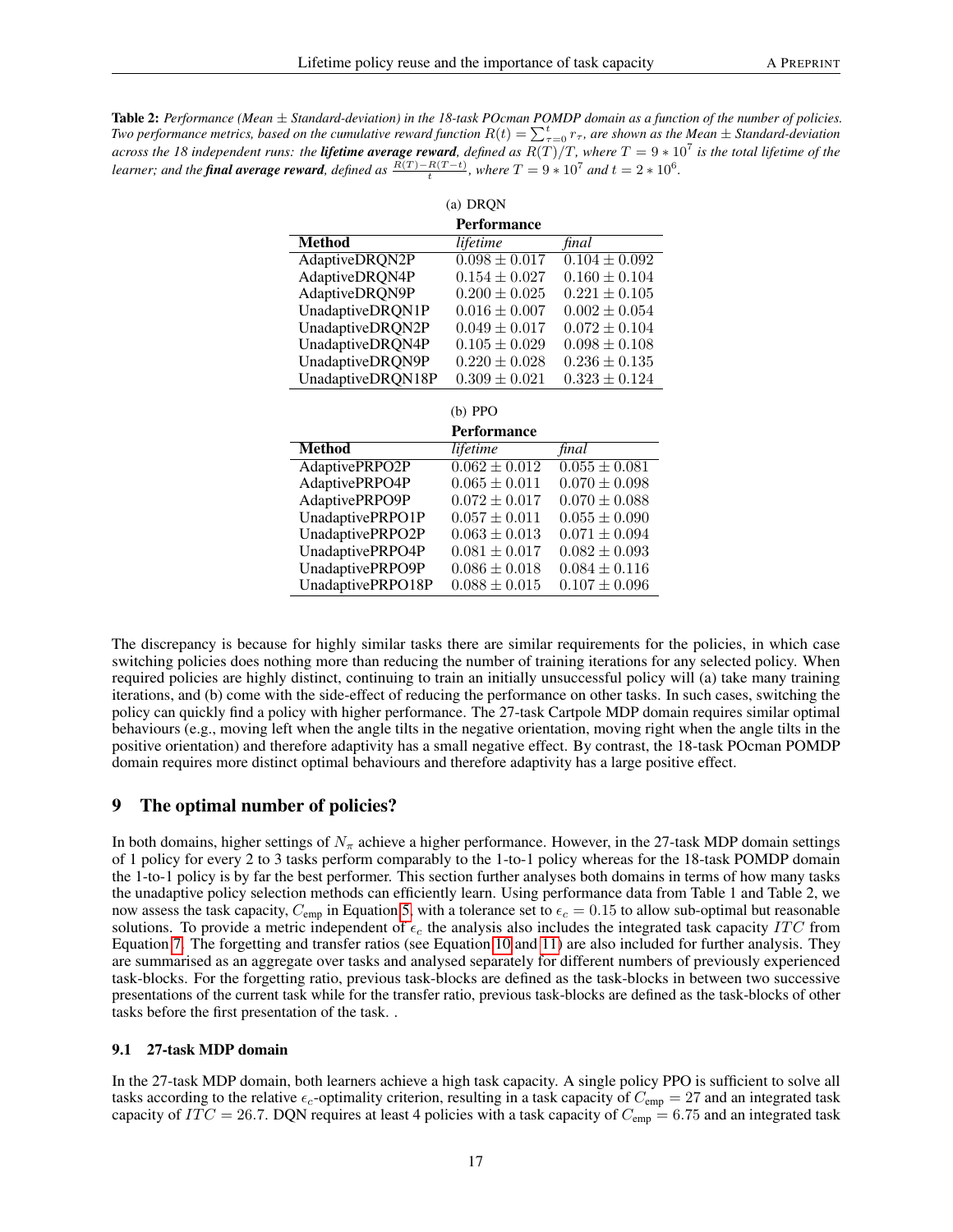**Table 2:** *Performance (Mean ± Standard-deviation) in the 18-task POcman POMDP domain as a function of the number of policies. Two performance metrics, based on the cumulative reward function $R(t) = \sum_{\tau=0}^{t} r_\tau$, are shown as the Mean ± Standard-deviation across the 18 independent runs: the* ***lifetime average reward****, defined as $R(T)/T$, where $T = 9 * 10^7$ is the total lifetime of the learner; and the* ***final average reward****, defined as $\frac{R(T)-R(T-t)}{t}$, where $T = 9 * 10^7$ and $t = 2 * 10^6$.*

(a) DRQN

| | Performance | |
|---|---|---|
| **Method** | *lifetime* | *final* |
| AdaptiveDRQN2P | $0.098 \pm 0.017$ | $0.104 \pm 0.092$ |
| AdaptiveDRQN4P | $0.154 \pm 0.027$ | $0.160 \pm 0.104$ |
| AdaptiveDRQN9P | $0.200 \pm 0.025$ | $0.221 \pm 0.105$ |
| UnadaptiveDRQN1P | $0.016 \pm 0.007$ | $0.002 \pm 0.054$ |
| UnadaptiveDRQN2P | $0.049 \pm 0.017$ | $0.072 \pm 0.104$ |
| UnadaptiveDRQN4P | $0.105 \pm 0.029$ | $0.098 \pm 0.108$ |
| UnadaptiveDRQN9P | $0.220 \pm 0.028$ | $0.236 \pm 0.135$ |
| UnadaptiveDRQN18P | $0.309 \pm 0.021$ | $0.323 \pm 0.124$ |

(b) PPO

| | Performance | |
|---|---|---|
| **Method** | *lifetime* | *final* |
| AdaptivePRPO2P | $0.062 \pm 0.012$ | $0.055 \pm 0.081$ |
| AdaptivePRPO4P | $0.065 \pm 0.011$ | $0.070 \pm 0.098$ |
| AdaptivePRPO9P | $0.072 \pm 0.017$ | $0.070 \pm 0.088$ |
| UnadaptivePRPO1P | $0.057 \pm 0.011$ | $0.055 \pm 0.090$ |
| UnadaptivePRPO2P | $0.063 \pm 0.013$ | $0.071 \pm 0.094$ |
| UnadaptivePRPO4P | $0.081 \pm 0.017$ | $0.082 \pm 0.093$ |
| UnadaptivePRPO9P | $0.086 \pm 0.018$ | $0.084 \pm 0.116$ |
| UnadaptivePRPO18P | $0.088 \pm 0.015$ | $0.107 \pm 0.096$ |

The discrepancy is because for highly similar tasks there are similar requirements for the policies, in which case switching policies does nothing more than reducing the number of training iterations for any selected policy. When required policies are highly distinct, continuing to train an initially unsuccessful policy will (a) take many training iterations, and (b) come with the side-effect of reducing the performance on other tasks. In such cases, switching the policy can quickly find a policy with higher performance. The 27-task Cartpole MDP domain requires similar optimal behaviours (e.g., moving left when the angle tilts in the negative orientation, moving right when the angle tilts in the positive orientation) and therefore adaptivity has a small negative effect. By contrast, the 18-task POcman POMDP domain requires more distinct optimal behaviours and therefore adaptivity has a large positive effect.

## 9 The optimal number of policies?

In both domains, higher settings of $N_\pi$ achieve a higher performance. However, in the 27-task MDP domain settings of 1 policy for every 2 to 3 tasks perform comparably to the 1-to-1 policy whereas for the 18-task POMDP domain the 1-to-1 policy is by far the best performer. This section further analyses both domains in terms of how many tasks the unadaptive policy selection methods can efficiently learn. Using performance data from Table 1 and Table 2, we now assess the task capacity, $C_{\text{emp}}$ in Equation 5, with a tolerance set to $\epsilon_c = 0.15$ to allow sub-optimal but reasonable solutions. To provide a metric independent of $\epsilon_c$ the analysis also includes the integrated task capacity $ITC$ from Equation 7. The forgetting and transfer ratios (see Equation 10 and 11) are also included for further analysis. They are summarised as an aggregate over tasks and analysed separately for different numbers of previously experienced task-blocks. For the forgetting ratio, previous task-blocks are defined as the task-blocks in between two successive presentations of the current task while for the transfer ratio, previous task-blocks are defined as the task-blocks of other tasks before the first presentation of the task. .

### 9.1 27-task MDP domain

In the 27-task MDP domain, both learners achieve a high task capacity. A single policy PPO is sufficient to solve all tasks according to the relative $\epsilon_c$-optimality criterion, resulting in a task capacity of $C_{\text{emp}} = 27$ and an integrated task capacity of $ITC = 26.7$. DQN requires at least 4 policies with a task capacity of $C_{\text{emp}} = 6.75$ and an integrated task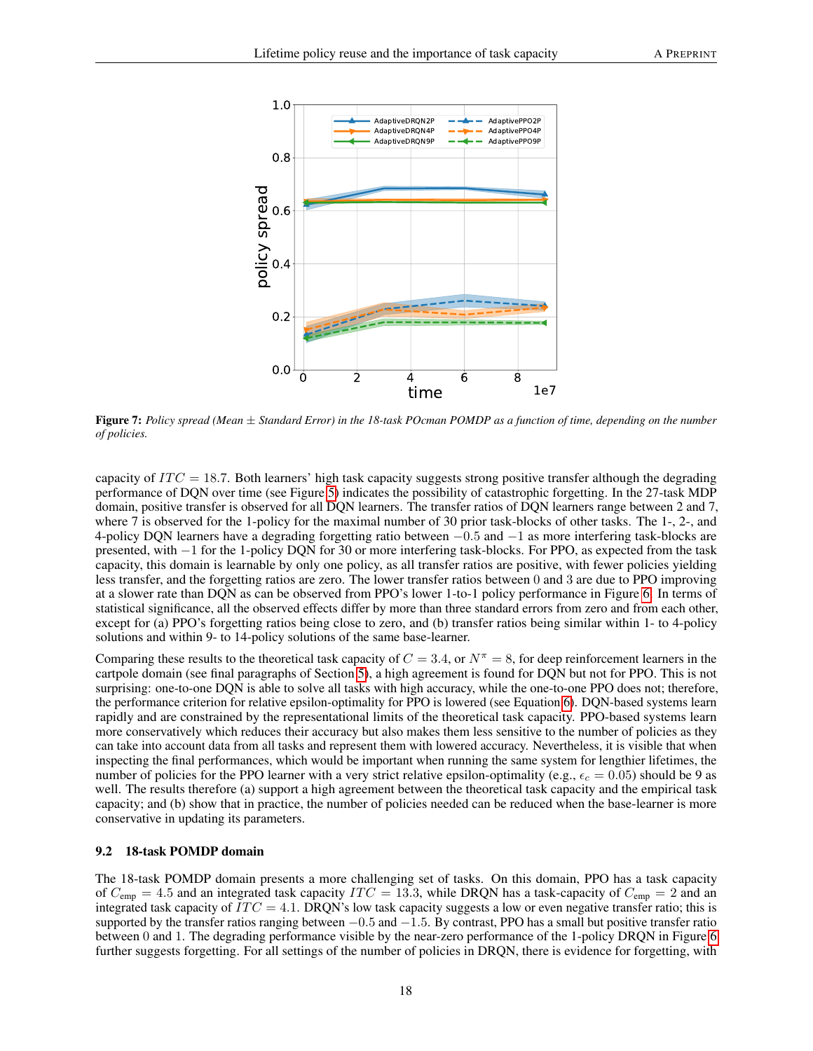**Figure 7:** *Policy spread (Mean $\pm$ Standard Error) in the 18-task POcman POMDP as a function of time, depending on the number of policies.*

capacity of $ITC = 18.7$. Both learners' high task capacity suggests strong positive transfer although the degrading performance of DQN over time (see Figure 5) indicates the possibility of catastrophic forgetting. In the 27-task MDP domain, positive transfer is observed for all DQN learners. The transfer ratios of DQN learners range between 2 and 7, where 7 is observed for the 1-policy for the maximal number of 30 prior task-blocks of other tasks. The 1-, 2-, and 4-policy DQN learners have a degrading forgetting ratio between $-0.5$ and $-1$ as more interfering task-blocks are presented, with $-1$ for the 1-policy DQN for 30 or more interfering task-blocks. For PPO, as expected from the task capacity, this domain is learnable by only one policy, as all transfer ratios are positive, with fewer policies yielding less transfer, and the forgetting ratios are zero. The lower transfer ratios between 0 and 3 are due to PPO improving at a slower rate than DQN as can be observed from PPO's lower 1-to-1 policy performance in Figure 6. In terms of statistical significance, all the observed effects differ by more than three standard errors from zero and from each other, except for (a) PPO's forgetting ratios being close to zero, and (b) transfer ratios being similar within 1- to 4-policy solutions and within 9- to 14-policy solutions of the same base-learner.

Comparing these results to the theoretical task capacity of $C = 3.4$, or $N^{\pi} = 8$, for deep reinforcement learners in the cartpole domain (see final paragraphs of Section 5), a high agreement is found for DQN but not for PPO. This is not surprising: one-to-one DQN is able to solve all tasks with high accuracy, while the one-to-one PPO does not; therefore, the performance criterion for relative epsilon-optimality for PPO is lowered (see Equation 6). DQN-based systems learn rapidly and are constrained by the representational limits of the theoretical task capacity. PPO-based systems learn more conservatively which reduces their accuracy but also makes them less sensitive to the number of policies as they can take into account data from all tasks and represent them with lowered accuracy. Nevertheless, it is visible that when inspecting the final performances, which would be important when running the same system for lengthier lifetimes, the number of policies for the PPO learner with a very strict relative epsilon-optimality (e.g., $\epsilon_c = 0.05$) should be 9 as well. The results therefore (a) support a high agreement between the theoretical task capacity and the empirical task capacity; and (b) show that in practice, the number of policies needed can be reduced when the base-learner is more conservative in updating its parameters.

### 9.2 18-task POMDP domain

The 18-task POMDP domain presents a more challenging set of tasks. On this domain, PPO has a task capacity of $C_{\text{emp}} = 4.5$ and an integrated task capacity $ITC = 13.3$, while DRQN has a task-capacity of $C_{\text{emp}} = 2$ and an integrated task capacity of $ITC = 4.1$. DRQN's low task capacity suggests a low or even negative transfer ratio; this is supported by the transfer ratios ranging between $-0.5$ and $-1.5$. By contrast, PPO has a small but positive transfer ratio between 0 and 1. The degrading performance visible by the near-zero performance of the 1-policy DRQN in Figure 6 further suggests forgetting. For all settings of the number of policies in DRQN, there is evidence for forgetting, with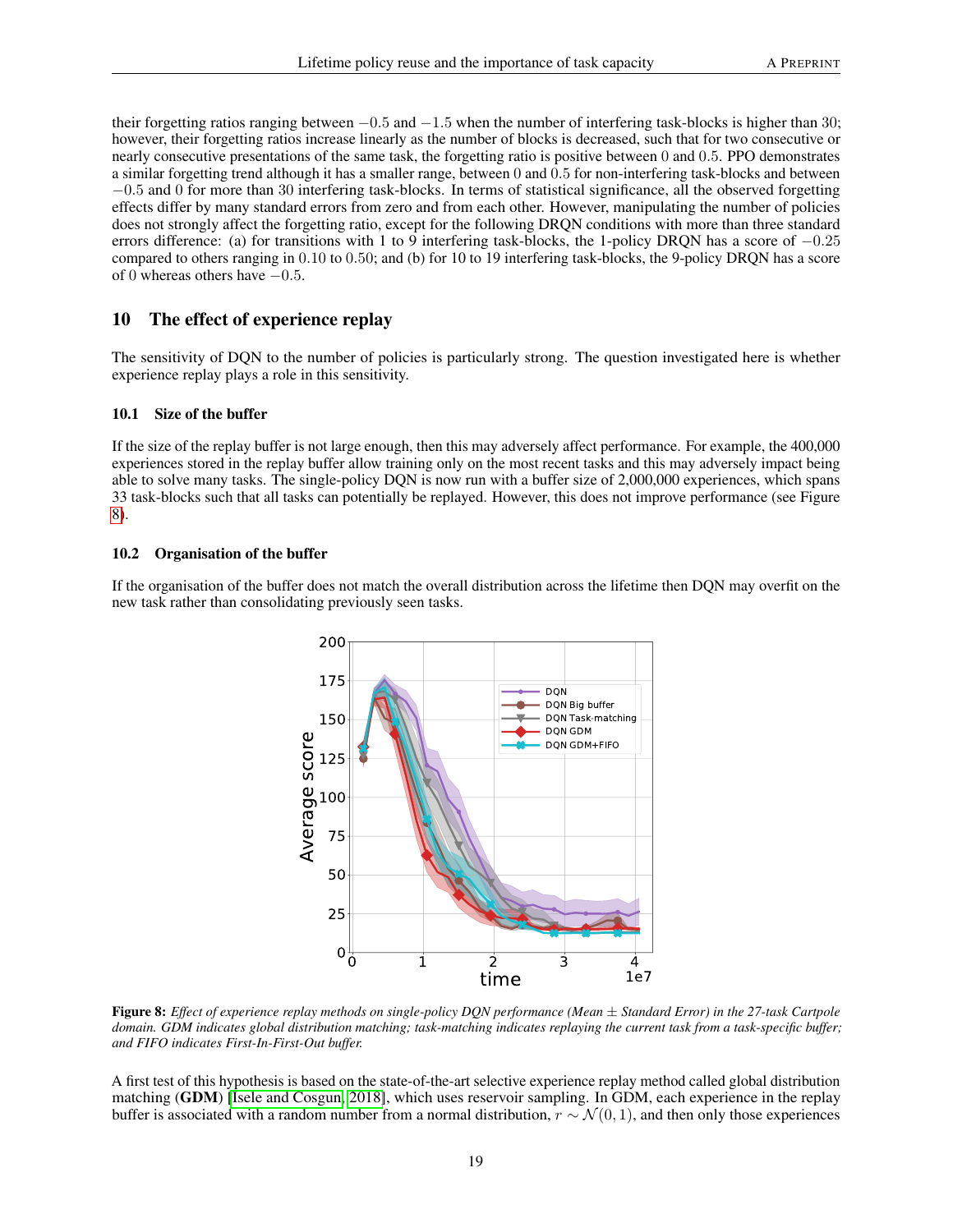their forgetting ratios ranging between $-0.5$ and $-1.5$ when the number of interfering task-blocks is higher than 30; however, their forgetting ratios increase linearly as the number of blocks is decreased, such that for two consecutive or nearly consecutive presentations of the same task, the forgetting ratio is positive between 0 and 0.5. PPO demonstrates a similar forgetting trend although it has a smaller range, between 0 and 0.5 for non-interfering task-blocks and between $-0.5$ and 0 for more than 30 interfering task-blocks. In terms of statistical significance, all the observed forgetting effects differ by many standard errors from zero and from each other. However, manipulating the number of policies does not strongly affect the forgetting ratio, except for the following DRQN conditions with more than three standard errors difference: (a) for transitions with 1 to 9 interfering task-blocks, the 1-policy DRQN has a score of $-0.25$ compared to others ranging in 0.10 to 0.50; and (b) for 10 to 19 interfering task-blocks, the 9-policy DRQN has a score of 0 whereas others have $-0.5$.

## 10 The effect of experience replay

The sensitivity of DQN to the number of policies is particularly strong. The question investigated here is whether experience replay plays a role in this sensitivity.

### 10.1 Size of the buffer

If the size of the replay buffer is not large enough, then this may adversely affect performance. For example, the 400,000 experiences stored in the replay buffer allow training only on the most recent tasks and this may adversely impact being able to solve many tasks. The single-policy DQN is now run with a buffer size of 2,000,000 experiences, which spans 33 task-blocks such that all tasks can potentially be replayed. However, this does not improve performance (see Figure 8).

### 10.2 Organisation of the buffer

If the organisation of the buffer does not match the overall distribution across the lifetime then DQN may overfit on the new task rather than consolidating previously seen tasks.

**Figure 8:** *Effect of experience replay methods on single-policy DQN performance (Mean ± Standard Error) in the 27-task Cartpole domain. GDM indicates global distribution matching; task-matching indicates replaying the current task from a task-specific buffer; and FIFO indicates First-In-First-Out buffer.*

A first test of this hypothesis is based on the state-of-the-art selective experience replay method called global distribution matching (**GDM**) [Isele and Cosgun, 2018], which uses reservoir sampling. In GDM, each experience in the replay buffer is associated with a random number from a normal distribution, $r \sim \mathcal{N}(0, 1)$, and then only those experiences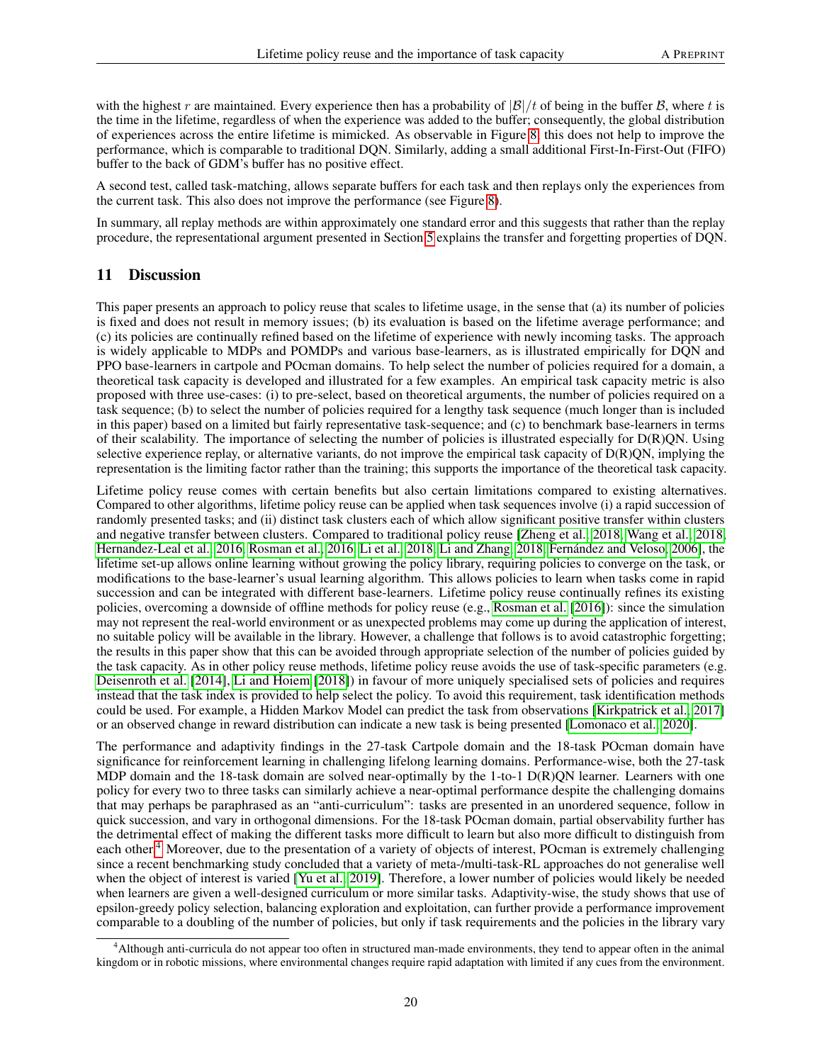with the highest $r$ are maintained. Every experience then has a probability of $|\mathcal{B}|/t$ of being in the buffer $\mathcal{B}$, where $t$ is the time in the lifetime, regardless of when the experience was added to the buffer; consequently, the global distribution of experiences across the entire lifetime is mimicked. As observable in Figure 8, this does not help to improve the performance, which is comparable to traditional DQN. Similarly, adding a small additional First-In-First-Out (FIFO) buffer to the back of GDM's buffer has no positive effect.

A second test, called task-matching, allows separate buffers for each task and then replays only the experiences from the current task. This also does not improve the performance (see Figure 8).

In summary, all replay methods are within approximately one standard error and this suggests that rather than the replay procedure, the representational argument presented in Section 5 explains the transfer and forgetting properties of DQN.

## 11 Discussion

This paper presents an approach to policy reuse that scales to lifetime usage, in the sense that (a) its number of policies is fixed and does not result in memory issues; (b) its evaluation is based on the lifetime average performance; and (c) its policies are continually refined based on the lifetime of experience with newly incoming tasks. The approach is widely applicable to MDPs and POMDPs and various base-learners, as is illustrated empirically for DQN and PPO base-learners in cartpole and POcman domains. To help select the number of policies required for a domain, a theoretical task capacity is developed and illustrated for a few examples. An empirical task capacity metric is also proposed with three use-cases: (i) to pre-select, based on theoretical arguments, the number of policies required on a task sequence; (b) to select the number of policies required for a lengthy task sequence (much longer than is included in this paper) based on a limited but fairly representative task-sequence; and (c) to benchmark base-learners in terms of their scalability. The importance of selecting the number of policies is illustrated especially for D(R)QN. Using selective experience replay, or alternative variants, do not improve the empirical task capacity of D(R)QN, implying the representation is the limiting factor rather than the training; this supports the importance of the theoretical task capacity.

Lifetime policy reuse comes with certain benefits but also certain limitations compared to existing alternatives. Compared to other algorithms, lifetime policy reuse can be applied when task sequences involve (i) a rapid succession of randomly presented tasks; and (ii) distinct task clusters each of which allow significant positive transfer within clusters and negative transfer between clusters. Compared to traditional policy reuse [Zheng et al., 2018, Wang et al., 2018, Hernandez-Leal et al., 2016, Rosman et al., 2016, Li et al., 2018, Li and Zhang, 2018, Fernández and Veloso, 2006], the lifetime set-up allows online learning without growing the policy library, requiring policies to converge on the task, or modifications to the base-learner's usual learning algorithm. This allows policies to learn when tasks come in rapid succession and can be integrated with different base-learners. Lifetime policy reuse continually refines its existing policies, overcoming a downside of offline methods for policy reuse (e.g., Rosman et al. [2016]): since the simulation may not represent the real-world environment or as unexpected problems may come up during the application of interest, no suitable policy will be available in the library. However, a challenge that follows is to avoid catastrophic forgetting; the results in this paper show that this can be avoided through appropriate selection of the number of policies guided by the task capacity. As in other policy reuse methods, lifetime policy reuse avoids the use of task-specific parameters (e.g. Deisenroth et al. [2014], Li and Hoiem [2018]) in favour of more uniquely specialised sets of policies and requires instead that the task index is provided to help select the policy. To avoid this requirement, task identification methods could be used. For example, a Hidden Markov Model can predict the task from observations [Kirkpatrick et al., 2017] or an observed change in reward distribution can indicate a new task is being presented [Lomonaco et al., 2020].

The performance and adaptivity findings in the 27-task Cartpole domain and the 18-task POcman domain have significance for reinforcement learning in challenging lifelong learning domains. Performance-wise, both the 27-task MDP domain and the 18-task domain are solved near-optimally by the 1-to-1 D(R)QN learner. Learners with one policy for every two to three tasks can similarly achieve a near-optimal performance despite the challenging domains that may perhaps be paraphrased as an "anti-curriculum": tasks are presented in an unordered sequence, follow in quick succession, and vary in orthogonal dimensions. For the 18-task POcman domain, partial observability further has the detrimental effect of making the different tasks more difficult to learn but also more difficult to distinguish from each other.[4] Moreover, due to the presentation of a variety of objects of interest, POcman is extremely challenging since a recent benchmarking study concluded that a variety of meta-/multi-task-RL approaches do not generalise well when the object of interest is varied [Yu et al., 2019]. Therefore, a lower number of policies would likely be needed when learners are given a well-designed curriculum or more similar tasks. Adaptivity-wise, the study shows that use of epsilon-greedy policy selection, balancing exploration and exploitation, can further provide a performance improvement comparable to a doubling of the number of policies, but only if task requirements and the policies in the library vary

[4] Although anti-curricula do not appear too often in structured man-made environments, they tend to appear often in the animal kingdom or in robotic missions, where environmental changes require rapid adaptation with limited if any cues from the environment.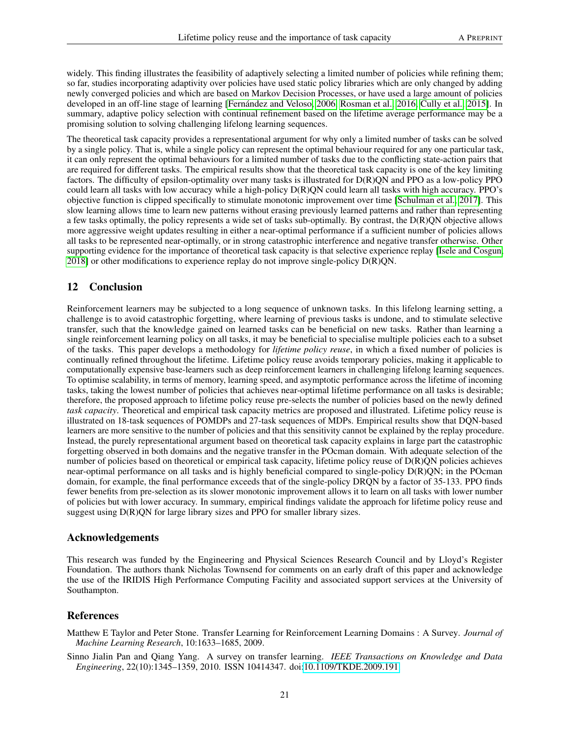widely. This finding illustrates the feasibility of adaptively selecting a limited number of policies while refining them; so far, studies incorporating adaptivity over policies have used static policy libraries which are only changed by adding newly converged policies and which are based on Markov Decision Processes, or have used a large amount of policies developed in an off-line stage of learning [Fernández and Veloso, 2006, Rosman et al., 2016, Cully et al., 2015]. In summary, adaptive policy selection with continual refinement based on the lifetime average performance may be a promising solution to solving challenging lifelong learning sequences.

The theoretical task capacity provides a representational argument for why only a limited number of tasks can be solved by a single policy. That is, while a single policy can represent the optimal behaviour required for any one particular task, it can only represent the optimal behaviours for a limited number of tasks due to the conflicting state-action pairs that are required for different tasks. The empirical results show that the theoretical task capacity is one of the key limiting factors. The difficulty of epsilon-optimality over many tasks is illustrated for D(R)QN and PPO as a low-policy PPO could learn all tasks with low accuracy while a high-policy D(R)QN could learn all tasks with high accuracy. PPO's objective function is clipped specifically to stimulate monotonic improvement over time [Schulman et al., 2017]. This slow learning allows time to learn new patterns without erasing previously learned patterns and rather than representing a few tasks optimally, the policy represents a wide set of tasks sub-optimally. By contrast, the D(R)QN objective allows more aggressive weight updates resulting in either a near-optimal performance if a sufficient number of policies allows all tasks to be represented near-optimally, or in strong catastrophic interference and negative transfer otherwise. Other supporting evidence for the importance of theoretical task capacity is that selective experience replay [Isele and Cosgun, 2018] or other modifications to experience replay do not improve single-policy D(R)QN.

## 12 Conclusion

Reinforcement learners may be subjected to a long sequence of unknown tasks. In this lifelong learning setting, a challenge is to avoid catastrophic forgetting, where learning of previous tasks is undone, and to stimulate selective transfer, such that the knowledge gained on learned tasks can be beneficial on new tasks. Rather than learning a single reinforcement learning policy on all tasks, it may be beneficial to specialise multiple policies each to a subset of the tasks. This paper develops a methodology for *lifetime policy reuse*, in which a fixed number of policies is continually refined throughout the lifetime. Lifetime policy reuse avoids temporary policies, making it applicable to computationally expensive base-learners such as deep reinforcement learners in challenging lifelong learning sequences. To optimise scalability, in terms of memory, learning speed, and asymptotic performance across the lifetime of incoming tasks, taking the lowest number of policies that achieves near-optimal lifetime performance on all tasks is desirable; therefore, the proposed approach to lifetime policy reuse pre-selects the number of policies based on the newly defined *task capacity*. Theoretical and empirical task capacity metrics are proposed and illustrated. Lifetime policy reuse is illustrated on 18-task sequences of POMDPs and 27-task sequences of MDPs. Empirical results show that DQN-based learners are more sensitive to the number of policies and that this sensitivity cannot be explained by the replay procedure. Instead, the purely representational argument based on theoretical task capacity explains in large part the catastrophic forgetting observed in both domains and the negative transfer in the POcman domain. With adequate selection of the number of policies based on theoretical or empirical task capacity, lifetime policy reuse of D(R)QN policies achieves near-optimal performance on all tasks and is highly beneficial compared to single-policy D(R)QN; in the POcman domain, for example, the final performance exceeds that of the single-policy DRQN by a factor of 35-133. PPO finds fewer benefits from pre-selection as its slower monotonic improvement allows it to learn on all tasks with lower number of policies but with lower accuracy. In summary, empirical findings validate the approach for lifetime policy reuse and suggest using D(R)QN for large library sizes and PPO for smaller library sizes.

### Acknowledgements

This research was funded by the Engineering and Physical Sciences Research Council and by Lloyd's Register Foundation. The authors thank Nicholas Townsend for comments on an early draft of this paper and acknowledge the use of the IRIDIS High Performance Computing Facility and associated support services at the University of Southampton.

### References

Matthew E Taylor and Peter Stone. Transfer Learning for Reinforcement Learning Domains : A Survey. *Journal of Machine Learning Research*, 10:1633–1685, 2009.

Sinno Jialin Pan and Qiang Yang. A survey on transfer learning. *IEEE Transactions on Knowledge and Data Engineering*, 22(10):1345–1359, 2010. ISSN 10414347. doi:10.1109/TKDE.2009.191.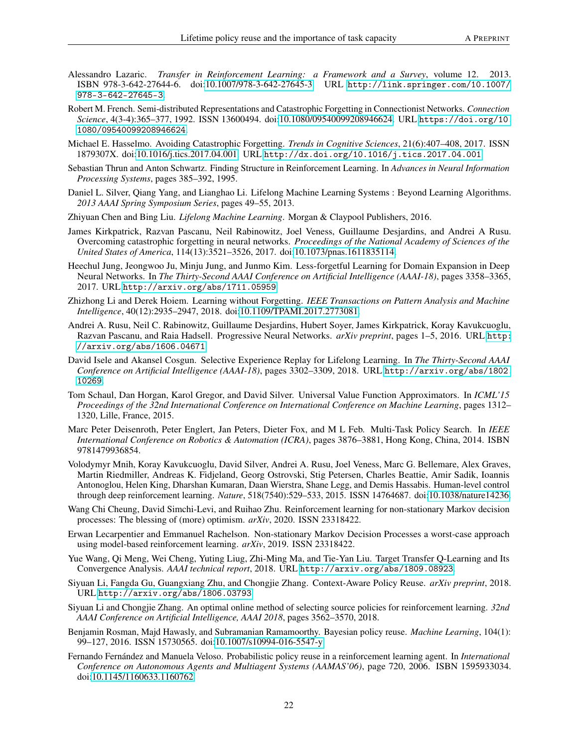Alessandro Lazaric. *Transfer in Reinforcement Learning: a Framework and a Survey*, volume 12. 2013. ISBN 978-3-642-27644-6. doi:10.1007/978-3-642-27645-3. URL `http://link.springer.com/10.1007/978-3-642-27645-3`.

Robert M. French. Semi-distributed Representations and Catastrophic Forgetting in Connectionist Networks. *Connection Science*, 4(3-4):365–377, 1992. ISSN 13600494. doi:10.1080/09540099208946624. URL `https://doi.org/10.1080/09540099208946624`.

Michael E. Hasselmo. Avoiding Catastrophic Forgetting. *Trends in Cognitive Sciences*, 21(6):407–408, 2017. ISSN 1879307X. doi:10.1016/j.tics.2017.04.001. URL `http://dx.doi.org/10.1016/j.tics.2017.04.001`.

Sebastian Thrun and Anton Schwartz. Finding Structure in Reinforcement Learning. In *Advances in Neural Information Processing Systems*, pages 385–392, 1995.

Daniel L. Silver, Qiang Yang, and Lianghao Li. Lifelong Machine Learning Systems : Beyond Learning Algorithms. *2013 AAAI Spring Symposium Series*, pages 49–55, 2013.

Zhiyuan Chen and Bing Liu. *Lifelong Machine Learning*. Morgan & Claypool Publishers, 2016.

James Kirkpatrick, Razvan Pascanu, Neil Rabinowitz, Joel Veness, Guillaume Desjardins, and Andrei A Rusu. Overcoming catastrophic forgetting in neural networks. *Proceedings of the National Academy of Sciences of the United States of America*, 114(13):3521–3526, 2017. doi:10.1073/pnas.1611835114.

Heechul Jung, Jeongwoo Ju, Minju Jung, and Junmo Kim. Less-forgetful Learning for Domain Expansion in Deep Neural Networks. In *The Thirty-Second AAAI Conference on Artificial Intelligence (AAAI-18)*, pages 3358–3365, 2017. URL `http://arxiv.org/abs/1711.05959`.

Zhizhong Li and Derek Hoiem. Learning without Forgetting. *IEEE Transactions on Pattern Analysis and Machine Intelligence*, 40(12):2935–2947, 2018. doi:10.1109/TPAMI.2017.2773081.

Andrei A. Rusu, Neil C. Rabinowitz, Guillaume Desjardins, Hubert Soyer, James Kirkpatrick, Koray Kavukcuoglu, Razvan Pascanu, and Raia Hadsell. Progressive Neural Networks. *arXiv preprint*, pages 1–5, 2016. URL `http://arxiv.org/abs/1606.04671`.

David Isele and Akansel Cosgun. Selective Experience Replay for Lifelong Learning. In *The Thirty-Second AAAI Conference on Artificial Intelligence (AAAI-18)*, pages 3302–3309, 2018. URL `http://arxiv.org/abs/1802.10269`.

Tom Schaul, Dan Horgan, Karol Gregor, and David Silver. Universal Value Function Approximators. In *ICML'15 Proceedings of the 32nd International Conference on International Conference on Machine Learning*, pages 1312–1320, Lille, France, 2015.

Marc Peter Deisenroth, Peter Englert, Jan Peters, Dieter Fox, and M L Feb. Multi-Task Policy Search. In *IEEE International Conference on Robotics & Automation (ICRA)*, pages 3876–3881, Hong Kong, China, 2014. ISBN 9781479936854.

Volodymyr Mnih, Koray Kavukcuoglu, David Silver, Andrei A. Rusu, Joel Veness, Marc G. Bellemare, Alex Graves, Martin Riedmiller, Andreas K. Fidjeland, Georg Ostrovski, Stig Petersen, Charles Beattie, Amir Sadik, Ioannis Antonoglou, Helen King, Dharshan Kumaran, Daan Wierstra, Shane Legg, and Demis Hassabis. Human-level control through deep reinforcement learning. *Nature*, 518(7540):529–533, 2015. ISSN 14764687. doi:10.1038/nature14236.

Wang Chi Cheung, David Simchi-Levi, and Ruihao Zhu. Reinforcement learning for non-stationary Markov decision processes: The blessing of (more) optimism. *arXiv*, 2020. ISSN 23318422.

Erwan Lecarpentier and Emmanuel Rachelson. Non-stationary Markov Decision Processes a worst-case approach using model-based reinforcement learning. *arXiv*, 2019. ISSN 23318422.

Yue Wang, Qi Meng, Wei Cheng, Yuting Liug, Zhi-Ming Ma, and Tie-Yan Liu. Target Transfer Q-Learning and Its Convergence Analysis. *AAAI technical report*, 2018. URL `http://arxiv.org/abs/1809.08923`.

Siyuan Li, Fangda Gu, Guangxiang Zhu, and Chongjie Zhang. Context-Aware Policy Reuse. *arXiv preprint*, 2018. URL `http://arxiv.org/abs/1806.03793`.

Siyuan Li and Chongjie Zhang. An optimal online method of selecting source policies for reinforcement learning. *32nd AAAI Conference on Artificial Intelligence, AAAI 2018*, pages 3562–3570, 2018.

Benjamin Rosman, Majd Hawasly, and Subramanian Ramamoorthy. Bayesian policy reuse. *Machine Learning*, 104(1): 99–127, 2016. ISSN 15730565. doi:10.1007/s10994-016-5547-y.

Fernando Fernández and Manuela Veloso. Probabilistic policy reuse in a reinforcement learning agent. In *International Conference on Autonomous Agents and Multiagent Systems (AAMAS'06)*, page 720, 2006. ISBN 1595933034. doi:10.1145/1160633.1160762.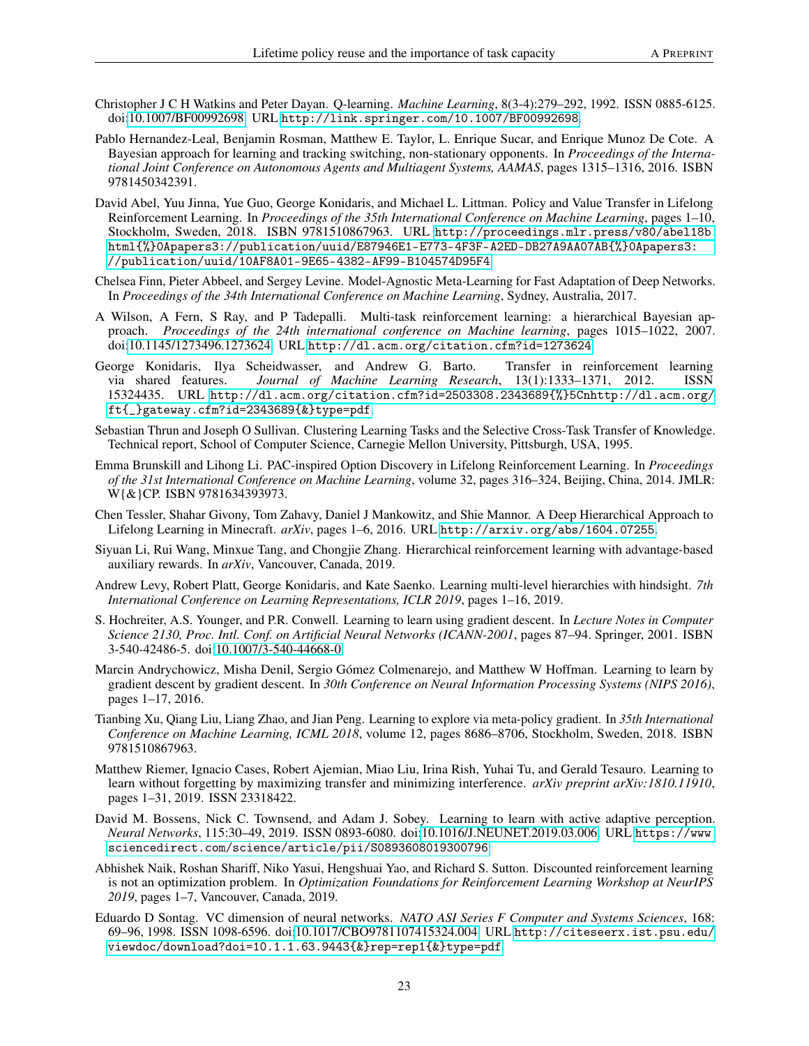Christopher J C H Watkins and Peter Dayan. Q-learning. *Machine Learning*, 8(3-4):279–292, 1992. ISSN 0885-6125. doi:10.1007/BF00992698. URL http://link.springer.com/10.1007/BF00992698.

Pablo Hernandez-Leal, Benjamin Rosman, Matthew E. Taylor, L. Enrique Sucar, and Enrique Munoz De Cote. A Bayesian approach for learning and tracking switching, non-stationary opponents. In *Proceedings of the International Joint Conference on Autonomous Agents and Multiagent Systems, AAMAS*, pages 1315–1316, 2016. ISBN 9781450342391.

David Abel, Yuu Jinna, Yue Guo, George Konidaris, and Michael L. Littman. Policy and Value Transfer in Lifelong Reinforcement Learning. In *Proceedings of the 35th International Conference on Machine Learning*, pages 1–10, Stockholm, Sweden, 2018. ISBN 9781510867963. URL http://proceedings.mlr.press/v80/abel18b.html{%}0Apapers3://publication/uuid/E87946E1-E773-4F3F-A2ED-DB27A9AA07AB{%}0Apapers3://publication/uuid/10AF8A01-9E65-4382-AF99-B104574D95F4.

Chelsea Finn, Pieter Abbeel, and Sergey Levine. Model-Agnostic Meta-Learning for Fast Adaptation of Deep Networks. In *Proceedings of the 34th International Conference on Machine Learning*, Sydney, Australia, 2017.

A Wilson, A Fern, S Ray, and P Tadepalli. Multi-task reinforcement learning: a hierarchical Bayesian approach. *Proceedings of the 24th international conference on Machine learning*, pages 1015–1022, 2007. doi:10.1145/1273496.1273624. URL http://dl.acm.org/citation.cfm?id=1273624.

George Konidaris, Ilya Scheidwasser, and Andrew G. Barto. Transfer in reinforcement learning via shared features. *Journal of Machine Learning Research*, 13(1):1333–1371, 2012. ISSN 15324435. URL http://dl.acm.org/citation.cfm?id=2503308.2343689{%}5Cnhttp://dl.acm.org/ft{_}gateway.cfm?id=2343689{&}type=pdf.

Sebastian Thrun and Joseph O Sullivan. Clustering Learning Tasks and the Selective Cross-Task Transfer of Knowledge. Technical report, School of Computer Science, Carnegie Mellon University, Pittsburgh, USA, 1995.

Emma Brunskill and Lihong Li. PAC-inspired Option Discovery in Lifelong Reinforcement Learning. In *Proceedings of the 31st International Conference on Machine Learning*, volume 32, pages 316–324, Beijing, China, 2014. JMLR: W{&}CP. ISBN 9781634393973.

Chen Tessler, Shahar Givony, Tom Zahavy, Daniel J Mankowitz, and Shie Mannor. A Deep Hierarchical Approach to Lifelong Learning in Minecraft. *arXiv*, pages 1–6, 2016. URL http://arxiv.org/abs/1604.07255.

Siyuan Li, Rui Wang, Minxue Tang, and Chongjie Zhang. Hierarchical reinforcement learning with advantage-based auxiliary rewards. In *arXiv*, Vancouver, Canada, 2019.

Andrew Levy, Robert Platt, George Konidaris, and Kate Saenko. Learning multi-level hierarchies with hindsight. *7th International Conference on Learning Representations, ICLR 2019*, pages 1–16, 2019.

S. Hochreiter, A.S. Younger, and P.R. Conwell. Learning to learn using gradient descent. In *Lecture Notes in Computer Science 2130, Proc. Intl. Conf. on Artificial Neural Networks (ICANN-2001*, pages 87–94. Springer, 2001. ISBN 3-540-42486-5. doi:10.1007/3-540-44668-0.

Marcin Andrychowicz, Misha Denil, Sergio Gómez Colmenarejo, and Matthew W Hoffman. Learning to learn by gradient descent by gradient descent. In *30th Conference on Neural Information Processing Systems (NIPS 2016)*, pages 1–17, 2016.

Tianbing Xu, Qiang Liu, Liang Zhao, and Jian Peng. Learning to explore via meta-policy gradient. In *35th International Conference on Machine Learning, ICML 2018*, volume 12, pages 8686–8706, Stockholm, Sweden, 2018. ISBN 9781510867963.

Matthew Riemer, Ignacio Cases, Robert Ajemian, Miao Liu, Irina Rish, Yuhai Tu, and Gerald Tesauro. Learning to learn without forgetting by maximizing transfer and minimizing interference. *arXiv preprint arXiv:1810.11910*, pages 1–31, 2019. ISSN 23318422.

David M. Bossens, Nick C. Townsend, and Adam J. Sobey. Learning to learn with active adaptive perception. *Neural Networks*, 115:30–49, 2019. ISSN 0893-6080. doi:10.1016/J.NEUNET.2019.03.006. URL https://www.sciencedirect.com/science/article/pii/S0893608019300796.

Abhishek Naik, Roshan Shariff, Niko Yasui, Hengshuai Yao, and Richard S. Sutton. Discounted reinforcement learning is not an optimization problem. In *Optimization Foundations for Reinforcement Learning Workshop at NeurIPS 2019*, pages 1–7, Vancouver, Canada, 2019.

Eduardo D Sontag. VC dimension of neural networks. *NATO ASI Series F Computer and Systems Sciences*, 168: 69–96, 1998. ISSN 1098-6596. doi:10.1017/CBO9781107415324.004. URL http://citeseerx.ist.psu.edu/viewdoc/download?doi=10.1.1.63.9443{&}rep=rep1{&}type=pdf.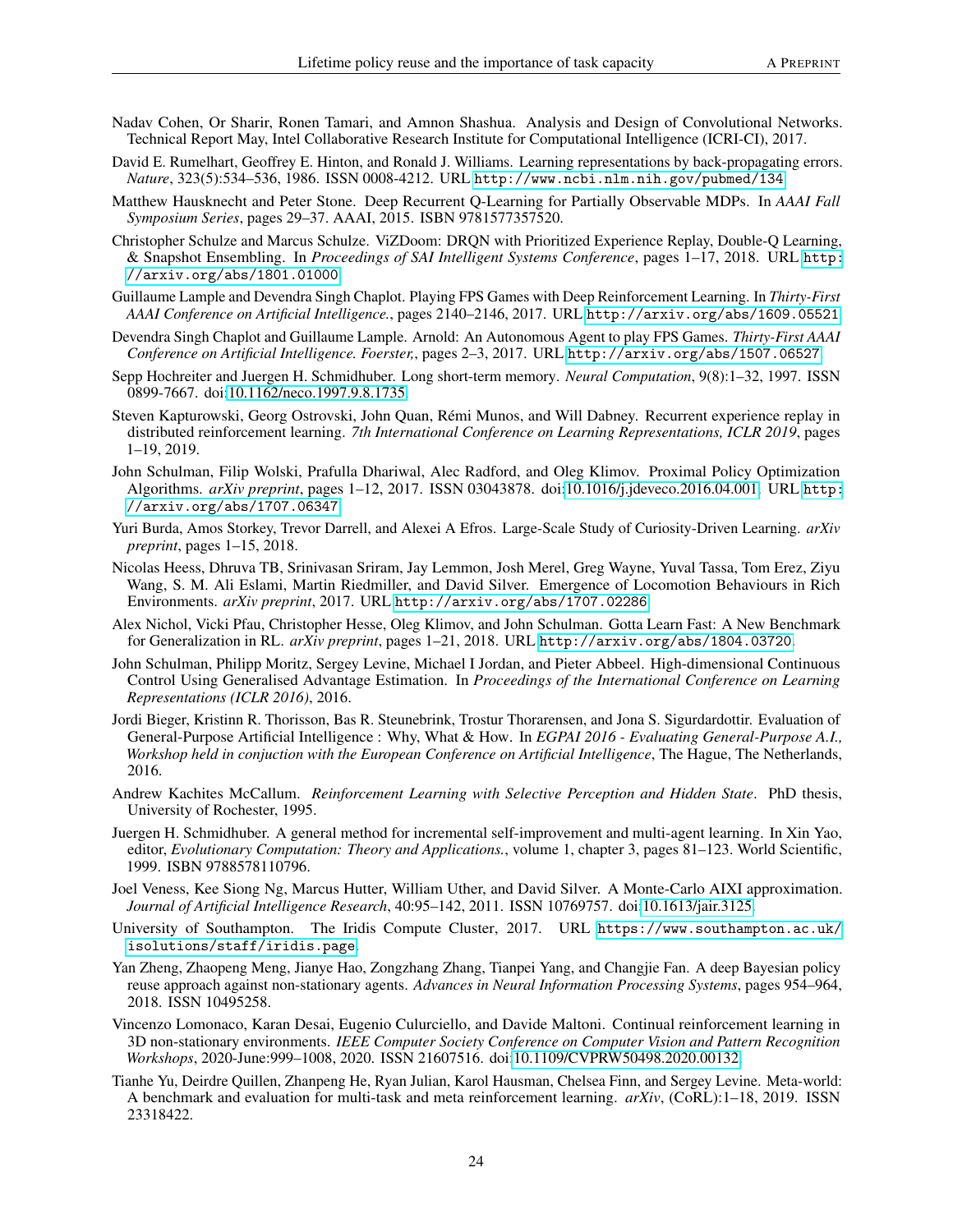Nadav Cohen, Or Sharir, Ronen Tamari, and Amnon Shashua. Analysis and Design of Convolutional Networks. Technical Report May, Intel Collaborative Research Institute for Computational Intelligence (ICRI-CI), 2017.

David E. Rumelhart, Geoffrey E. Hinton, and Ronald J. Williams. Learning representations by back-propagating errors. *Nature*, 323(5):534–536, 1986. ISSN 0008-4212. URL http://www.ncbi.nlm.nih.gov/pubmed/134.

Matthew Hausknecht and Peter Stone. Deep Recurrent Q-Learning for Partially Observable MDPs. In *AAAI Fall Symposium Series*, pages 29–37. AAAI, 2015. ISBN 9781577357520.

Christopher Schulze and Marcus Schulze. ViZDoom: DRQN with Prioritized Experience Replay, Double-Q Learning, & Snapshot Ensembling. In *Proceedings of SAI Intelligent Systems Conference*, pages 1–17, 2018. URL http://arxiv.org/abs/1801.01000.

Guillaume Lample and Devendra Singh Chaplot. Playing FPS Games with Deep Reinforcement Learning. In *Thirty-First AAAI Conference on Artificial Intelligence.*, pages 2140–2146, 2017. URL http://arxiv.org/abs/1609.05521.

Devendra Singh Chaplot and Guillaume Lample. Arnold: An Autonomous Agent to play FPS Games. *Thirty-First AAAI Conference on Artificial Intelligence. Foerster,*, pages 2–3, 2017. URL http://arxiv.org/abs/1507.06527.

Sepp Hochreiter and Juergen H. Schmidhuber. Long short-term memory. *Neural Computation*, 9(8):1–32, 1997. ISSN 0899-7667. doi:10.1162/neco.1997.9.8.1735.

Steven Kapturowski, Georg Ostrovski, John Quan, Rémi Munos, and Will Dabney. Recurrent experience replay in distributed reinforcement learning. *7th International Conference on Learning Representations, ICLR 2019*, pages 1–19, 2019.

John Schulman, Filip Wolski, Prafulla Dhariwal, Alec Radford, and Oleg Klimov. Proximal Policy Optimization Algorithms. *arXiv preprint*, pages 1–12, 2017. ISSN 03043878. doi:10.1016/j.jdeveco.2016.04.001. URL http://arxiv.org/abs/1707.06347.

Yuri Burda, Amos Storkey, Trevor Darrell, and Alexei A Efros. Large-Scale Study of Curiosity-Driven Learning. *arXiv preprint*, pages 1–15, 2018.

Nicolas Heess, Dhruva TB, Srinivasan Sriram, Jay Lemmon, Josh Merel, Greg Wayne, Yuval Tassa, Tom Erez, Ziyu Wang, S. M. Ali Eslami, Martin Riedmiller, and David Silver. Emergence of Locomotion Behaviours in Rich Environments. *arXiv preprint*, 2017. URL http://arxiv.org/abs/1707.02286.

Alex Nichol, Vicki Pfau, Christopher Hesse, Oleg Klimov, and John Schulman. Gotta Learn Fast: A New Benchmark for Generalization in RL. *arXiv preprint*, pages 1–21, 2018. URL http://arxiv.org/abs/1804.03720.

John Schulman, Philipp Moritz, Sergey Levine, Michael I Jordan, and Pieter Abbeel. High-dimensional Continuous Control Using Generalised Advantage Estimation. In *Proceedings of the International Conference on Learning Representations (ICLR 2016)*, 2016.

Jordi Bieger, Kristinn R. Thorisson, Bas R. Steunebrink, Trostur Thorarensen, and Jona S. Sigurdardottir. Evaluation of General-Purpose Artificial Intelligence : Why, What & How. In *EGPAI 2016 - Evaluating General-Purpose A.I., Workshop held in conjuction with the European Conference on Artificial Intelligence*, The Hague, The Netherlands, 2016.

Andrew Kachites McCallum. *Reinforcement Learning with Selective Perception and Hidden State*. PhD thesis, University of Rochester, 1995.

Juergen H. Schmidhuber. A general method for incremental self-improvement and multi-agent learning. In Xin Yao, editor, *Evolutionary Computation: Theory and Applications.*, volume 1, chapter 3, pages 81–123. World Scientific, 1999. ISBN 9788578110796.

Joel Veness, Kee Siong Ng, Marcus Hutter, William Uther, and David Silver. A Monte-Carlo AIXI approximation. *Journal of Artificial Intelligence Research*, 40:95–142, 2011. ISSN 10769757. doi:10.1613/jair.3125.

University of Southampton. The Iridis Compute Cluster, 2017. URL https://www.southampton.ac.uk/isolutions/staff/iridis.page.

Yan Zheng, Zhaopeng Meng, Jianye Hao, Zongzhang Zhang, Tianpei Yang, and Changjie Fan. A deep Bayesian policy reuse approach against non-stationary agents. *Advances in Neural Information Processing Systems*, pages 954–964, 2018. ISSN 10495258.

Vincenzo Lomonaco, Karan Desai, Eugenio Culurciello, and Davide Maltoni. Continual reinforcement learning in 3D non-stationary environments. *IEEE Computer Society Conference on Computer Vision and Pattern Recognition Workshops*, 2020-June:999–1008, 2020. ISSN 21607516. doi:10.1109/CVPRW50498.2020.00132.

Tianhe Yu, Deirdre Quillen, Zhanpeng He, Ryan Julian, Karol Hausman, Chelsea Finn, and Sergey Levine. Meta-world: A benchmark and evaluation for multi-task and meta reinforcement learning. *arXiv*, (CoRL):1–18, 2019. ISSN 23318422.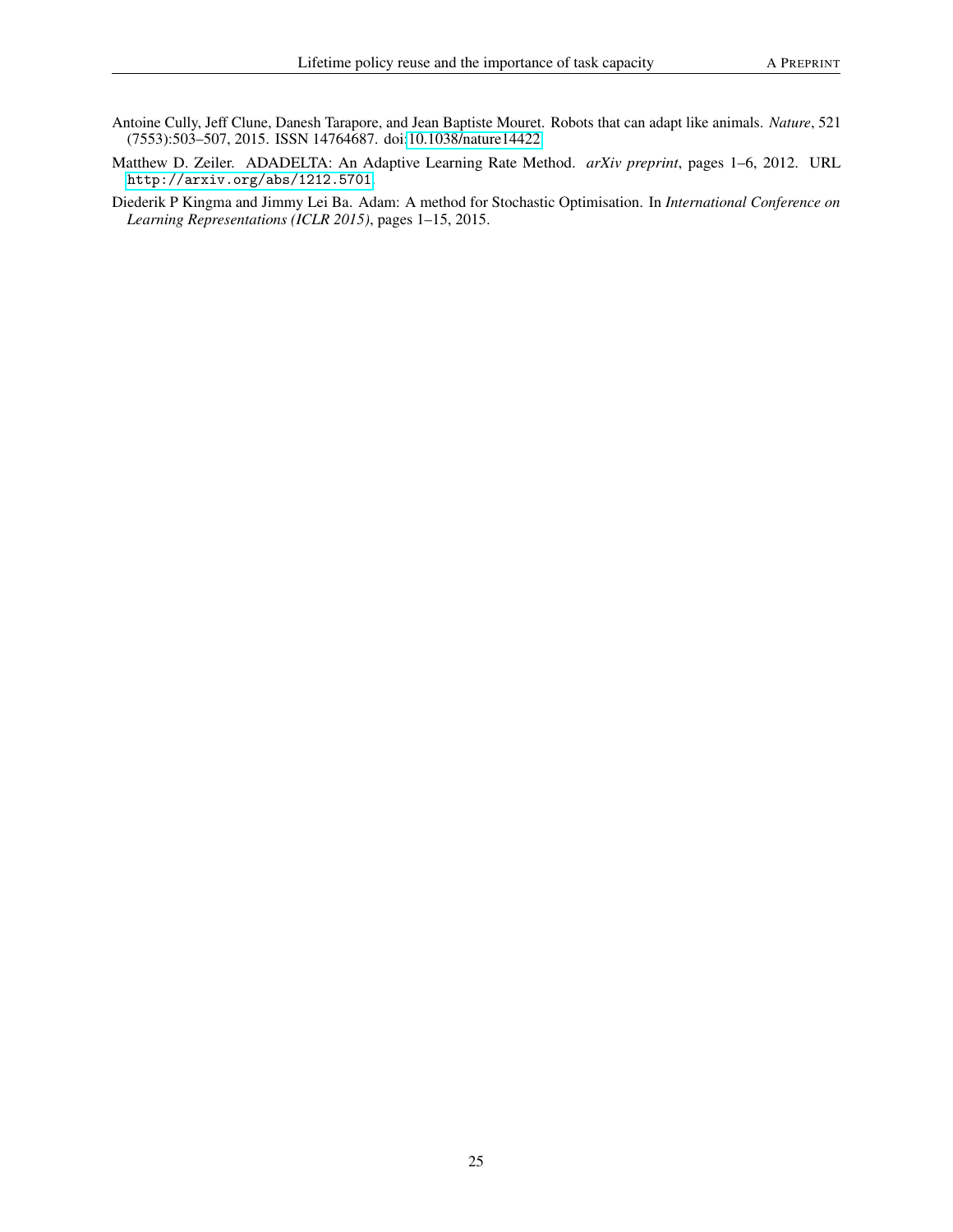Antoine Cully, Jeff Clune, Danesh Tarapore, and Jean Baptiste Mouret. Robots that can adapt like animals. *Nature*, 521 (7553):503–507, 2015. ISSN 14764687. doi:10.1038/nature14422.

Matthew D. Zeiler. ADADELTA: An Adaptive Learning Rate Method. *arXiv preprint*, pages 1–6, 2012. URL `http://arxiv.org/abs/1212.5701`.

Diederik P Kingma and Jimmy Lei Ba. Adam: A method for Stochastic Optimisation. In *International Conference on Learning Representations (ICLR 2015)*, pages 1–15, 2015.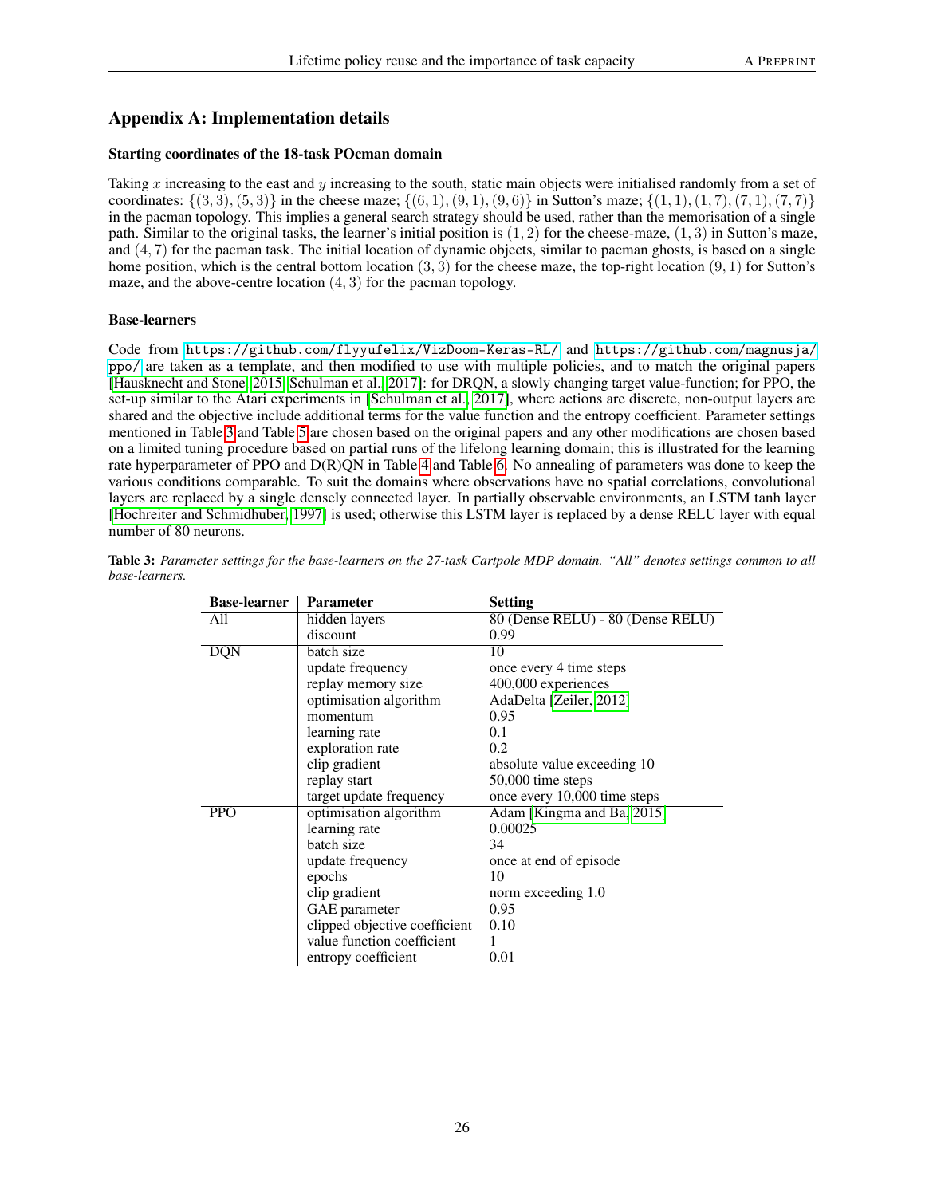## Appendix A: Implementation details

### Starting coordinates of the 18-task POcman domain

Taking $x$ increasing to the east and $y$ increasing to the south, static main objects were initialised randomly from a set of coordinates: $\{(3,3),(5,3)\}$ in the cheese maze; $\{(6,1),(9,1),(9,6)\}$ in Sutton's maze; $\{(1,1),(1,7),(7,1),(7,7)\}$ in the pacman topology. This implies a general search strategy should be used, rather than the memorisation of a single path. Similar to the original tasks, the learner's initial position is $(1,2)$ for the cheese-maze, $(1,3)$ in Sutton's maze, and $(4,7)$ for the pacman task. The initial location of dynamic objects, similar to pacman ghosts, is based on a single home position, which is the central bottom location $(3,3)$ for the cheese maze, the top-right location $(9,1)$ for Sutton's maze, and the above-centre location $(4,3)$ for the pacman topology.

### Base-learners

Code from https://github.com/flyyufelix/VizDoom-Keras-RL/ and https://github.com/magnusja/ppo/ are taken as a template, and then modified to use with multiple policies, and to match the original papers [Hausknecht and Stone, 2015, Schulman et al., 2017]: for DRQN, a slowly changing target value-function; for PPO, the set-up similar to the Atari experiments in [Schulman et al., 2017], where actions are discrete, non-output layers are shared and the objective include additional terms for the value function and the entropy coefficient. Parameter settings mentioned in Table 3 and Table 5 are chosen based on the original papers and any other modifications are chosen based on a limited tuning procedure based on partial runs of the lifelong learning domain; this is illustrated for the learning rate hyperparameter of PPO and D(R)QN in Table 4 and Table 6. No annealing of parameters was done to keep the various conditions comparable. To suit the domains where observations have no spatial correlations, convolutional layers are replaced by a single densely connected layer. In partially observable environments, an LSTM tanh layer [Hochreiter and Schmidhuber, 1997] is used; otherwise this LSTM layer is replaced by a dense RELU layer with equal number of 80 neurons.

**Table 3:** *Parameter settings for the base-learners on the 27-task Cartpole MDP domain. "All" denotes settings common to all base-learners.*

| Base-learner | Parameter | Setting |
|---|---|---|
| All | hidden layers | 80 (Dense RELU) - 80 (Dense RELU) |
| | discount | 0.99 |
| DQN | batch size | 10 |
| | update frequency | once every 4 time steps |
| | replay memory size | 400,000 experiences |
| | optimisation algorithm | AdaDelta [Zeiler, 2012] |
| | momentum | 0.95 |
| | learning rate | 0.1 |
| | exploration rate | 0.2 |
| | clip gradient | absolute value exceeding 10 |
| | replay start | 50,000 time steps |
| | target update frequency | once every 10,000 time steps |
| PPO | optimisation algorithm | Adam [Kingma and Ba, 2015] |
| | learning rate | 0.00025 |
| | batch size | 34 |
| | update frequency | once at end of episode |
| | epochs | 10 |
| | clip gradient | norm exceeding 1.0 |
| | GAE parameter | 0.95 |
| | clipped objective coefficient | 0.10 |
| | value function coefficient | 1 |
| | entropy coefficient | 0.01 |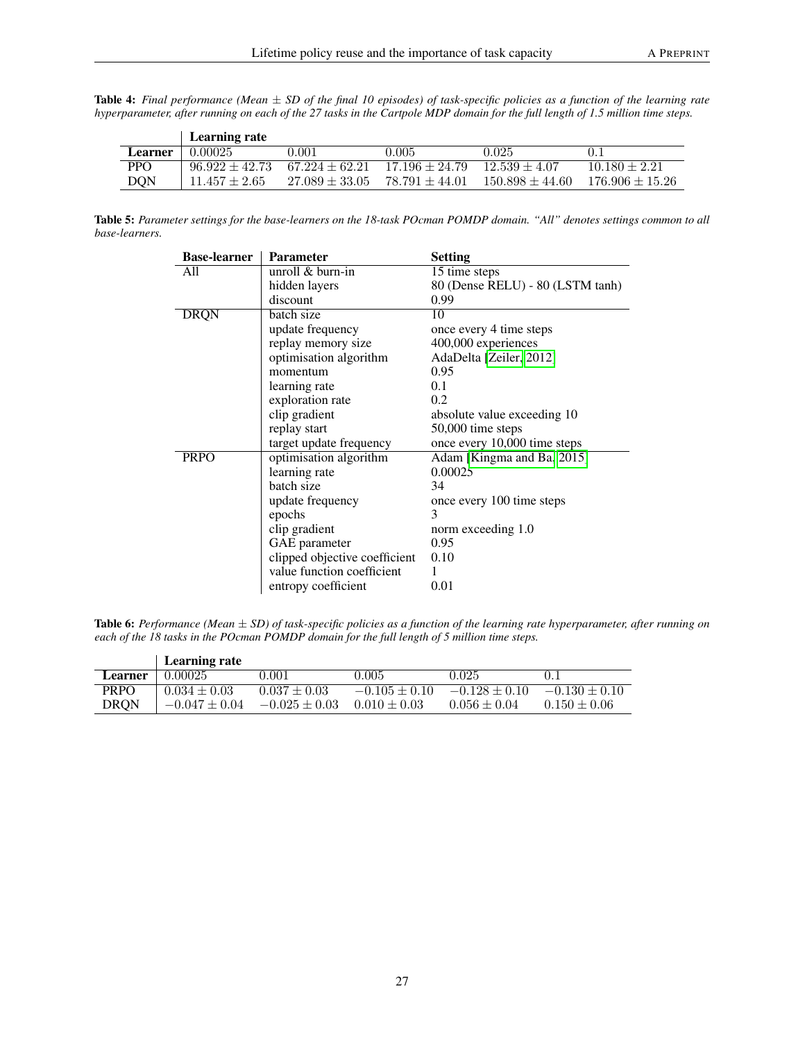**Table 4:** *Final performance (Mean ± SD of the final 10 episodes) of task-specific policies as a function of the learning rate hyperparameter, after running on each of the 27 tasks in the Cartpole MDP domain for the full length of 1.5 million time steps.*

| | **Learning rate** | | | | |
|---|---|---|---|---|---|
| **Learner** | 0.00025 | 0.001 | 0.005 | 0.025 | 0.1 |
| PPO | $96.922 \pm 42.73$ | $67.224 \pm 62.21$ | $17.196 \pm 24.79$ | $12.539 \pm 4.07$ | $10.180 \pm 2.21$ |
| DQN | $11.457 \pm 2.65$ | $27.089 \pm 33.05$ | $78.791 \pm 44.01$ | $150.898 \pm 44.60$ | $176.906 \pm 15.26$ |

**Table 5:** *Parameter settings for the base-learners on the 18-task POcman POMDP domain. "All" denotes settings common to all base-learners.*

| **Base-learner** | **Parameter** | **Setting** |
|---|---|---|
| All | unroll & burn-in | 15 time steps |
| | hidden layers | 80 (Dense RELU) - 80 (LSTM tanh) |
| | discount | 0.99 |
| DRQN | batch size | 10 |
| | update frequency | once every 4 time steps |
| | replay memory size | 400,000 experiences |
| | optimisation algorithm | AdaDelta [Zeiler, 2012] |
| | momentum | 0.95 |
| | learning rate | 0.1 |
| | exploration rate | 0.2 |
| | clip gradient | absolute value exceeding 10 |
| | replay start | 50,000 time steps |
| | target update frequency | once every 10,000 time steps |
| PRPO | optimisation algorithm | Adam [Kingma and Ba, 2015] |
| | learning rate | 0.00025 |
| | batch size | 34 |
| | update frequency | once every 100 time steps |
| | epochs | 3 |
| | clip gradient | norm exceeding 1.0 |
| | GAE parameter | 0.95 |
| | clipped objective coefficient | 0.10 |
| | value function coefficient | 1 |
| | entropy coefficient | 0.01 |

**Table 6:** *Performance (Mean ± SD) of task-specific policies as a function of the learning rate hyperparameter, after running on each of the 18 tasks in the POcman POMDP domain for the full length of 5 million time steps.*

| | **Learning rate** | | | | |
|---|---|---|---|---|---|
| **Learner** | 0.00025 | 0.001 | 0.005 | 0.025 | 0.1 |
| PRPO | $0.034 \pm 0.03$ | $0.037 \pm 0.03$ | $-0.105 \pm 0.10$ | $-0.128 \pm 0.10$ | $-0.130 \pm 0.10$ |
| DRQN | $-0.047 \pm 0.04$ | $-0.025 \pm 0.03$ | $0.010 \pm 0.03$ | $0.056 \pm 0.04$ | $0.150 \pm 0.06$ |